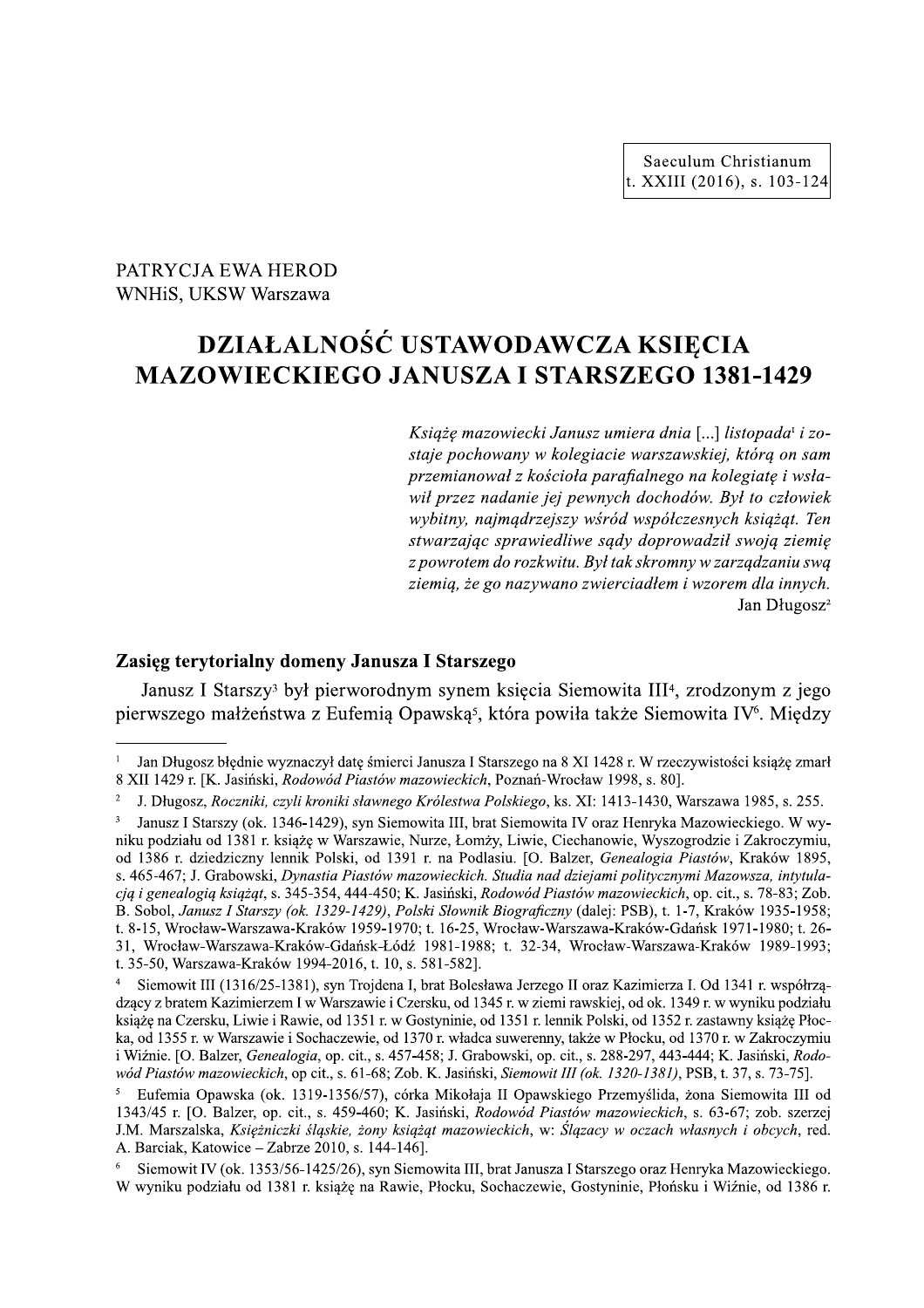PATRYCJA EWA HEROD
WNHiS, UKSW Warszawa

# DZIAŁALNOŚĆ USTAWODAWCZA KSIĘCIA MAZOWIECKIEGO JANUSZA I STARSZEGO 1381-1429

*Książę mazowiecki Janusz umiera dnia [...] listopada*[1] *i zostaje pochowany w kolegiacie warszawskiej, którą on sam przemianował z kościoła parafialnego na kolegiatę i wsławił przez nadanie jej pewnych dochodów. Był to człowiek wybitny, najmądrzejszy wśród współczesnych książąt. Ten stwarzając sprawiedliwe sądy doprowadził swoją ziemię z powrotem do rozkwitu. Był tak skromny w zarządzaniu swą ziemią, że go nazywano zwierciadłem i wzorem dla innych.*

Jan Długosz[2]

## Zasięg terytorialny domeny Janusza I Starszego

Janusz I Starszy[3] był pierworodnym synem księcia Siemowita III[4], zrodzonym z jego pierwszego małżeństwa z Eufemią Opawską[5], która powiła także Siemowita IV[6]. Między

---

[1] Jan Długosz błędnie wyznaczył datę śmierci Janusza I Starszego na 8 XI 1428 r. W rzeczywistości książę zmarł 8 XII 1429 r. [K. Jasiński, *Rodowód Piastów mazowieckich*, Poznań-Wrocław 1998, s. 80].

[2] J. Długosz, *Roczniki, czyli kroniki sławnego Królestwa Polskiego*, ks. XI: 1413-1430, Warszawa 1985, s. 255.

[3] Janusz I Starszy (ok. 1346-1429), syn Siemowita III, brat Siemowita IV oraz Henryka Mazowieckiego. W wyniku podziału od 1381 r. książę w Warszawie, Nurze, Łomży, Liwie, Ciechanowie, Wyszogrodzie i Zakroczymiu, od 1386 r. dziedziczny lennik Polski, od 1391 r. na Podlasiu. [O. Balzer, *Genealogia Piastów*, Kraków 1895, s. 465-467; J. Grabowski, *Dynastia Piastów mazowieckich. Studia nad dziejami politycznymi Mazowsza, intytulacją i genealogią książąt*, s. 345-354, 444-450; K. Jasiński, *Rodowód Piastów mazowieckich*, op. cit., s. 78-83; Zob. B. Sobol, *Janusz I Starszy (ok. 1329-1429)*, *Polski Słownik Biograficzny* (dalej: PSB), t. 1-7, Kraków 1935-1958; t. 8-15, Wrocław-Warszawa-Kraków 1959-1970; t. 16-25, Wrocław-Warszawa-Kraków-Gdańsk 1971-1980; t. 26-31, Wrocław-Warszawa-Kraków-Gdańsk-Łódź 1981-1988; t. 32-34, Wrocław-Warszawa-Kraków 1989-1993; t. 35-50, Warszawa-Kraków 1994-2016, t. 10, s. 581-582].

[4] Siemowit III (1316/25-1381), syn Trojdena I, brat Bolesława Jerzego II oraz Kazimierza I. Od 1341 r. współrządzący z bratem Kazimierzem I w Warszawie i Czersku, od 1345 r. w ziemi rawskiej, od ok. 1349 r. w wyniku podziału książę na Czersku, Liwie i Rawie, od 1351 r. w Gostyninie, od 1351 r. lennik Polski, od 1352 r. zastawny książę Płocka, od 1355 r. w Warszawie i Sochaczewie, od 1370 r. władca suwerenny, także w Płocku, od 1370 r. w Zakroczymiu i Wiźnie. [O. Balzer, *Genealogia*, op. cit., s. 457-458; J. Grabowski, op. cit., s. 288-297, 443-444; K. Jasiński, *Rodowód Piastów mazowieckich*, op cit., s. 61-68; Zob. K. Jasiński, *Siemowit III (ok. 1320-1381)*, PSB, t. 37, s. 73-75].

[5] Eufemia Opawska (ok. 1319-1356/57), córka Mikołaja II Opawskiego Przemyślida, żona Siemowita III od 1343/45 r. [O. Balzer, op. cit., s. 459-460; K. Jasiński, *Rodowód Piastów mazowieckich*, s. 63-67; zob. szerzej J.M. Marszalska, *Księżniczki śląskie, żony książąt mazowieckich*, w: *Ślązacy w oczach własnych i obcych*, red. A. Barciak, Katowice – Zabrze 2010, s. 144-146].

[6] Siemowit IV (ok. 1353/56-1425/26), syn Siemowita III, brat Janusza I Starszego oraz Henryka Mazowieckiego. W wyniku podziału od 1381 r. książę na Rawie, Płocku, Sochaczewie, Gostyninie, Płońsku i Wiźnie, od 1386 r.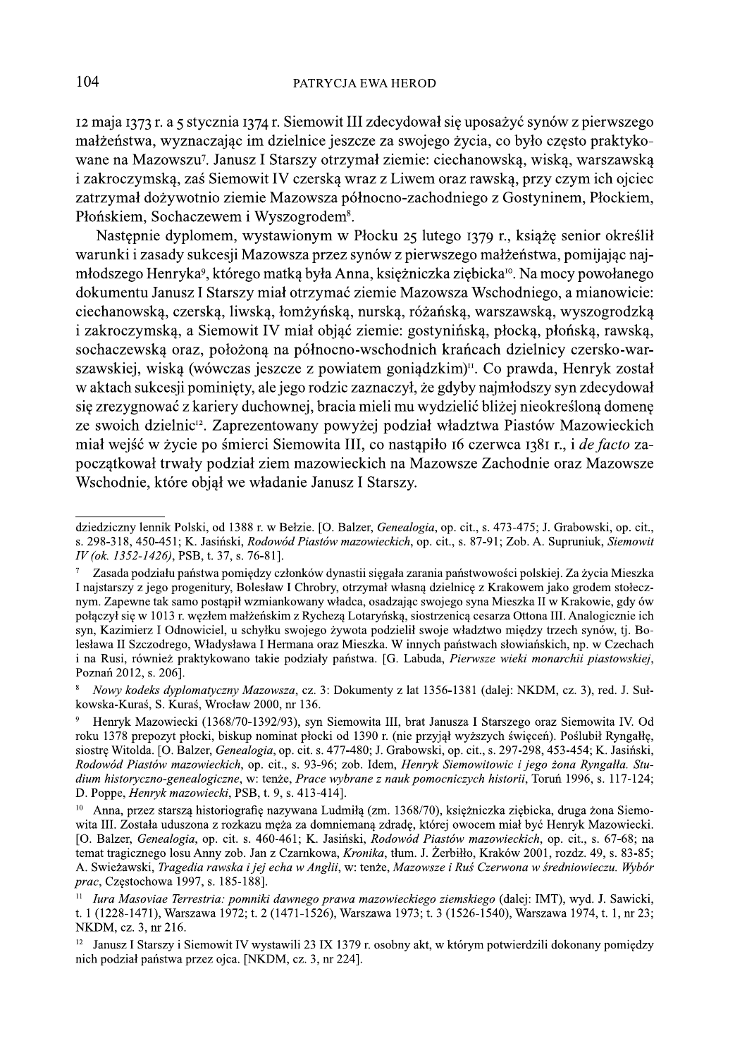12 maja 1373 r. a 5 stycznia 1374 r. Siemowit III zdecydował się uposażyć synów z pierwszego małżeństwa, wyznaczając im dzielnice jeszcze za swojego życia, co było często praktykowane na Mazowszu[7]. Janusz I Starszy otrzymał ziemie: ciechanowską, wiską, warszawską i zakroczymską, zaś Siemowit IV czerską wraz z Liwem oraz rawską, przy czym ich ojciec zatrzymał dożywotnio ziemie Mazowsza północno-zachodniego z Gostyninem, Płockiem, Płońskiem, Sochaczewem i Wyszogrodem[8].

Następnie dyplomem, wystawionym w Płocku 25 lutego 1379 r., książę senior określił warunki i zasady sukcesji Mazowsza przez synów z pierwszego małżeństwa, pomijając najmłodszego Henryka[9], którego matką była Anna, księżniczka ziębicka[10]. Na mocy powołanego dokumentu Janusz I Starszy miał otrzymać ziemie Mazowsza Wschodniego, a mianowicie: ciechanowską, czerską, liwską, łomżyńską, nurską, różańską, warszawską, wyszogrodzką i zakroczymską, a Siemowit IV miał objąć ziemie: gostynińską, płocką, płońską, rawską, sochaczewską oraz, położoną na północno-wschodnich krańcach dzielnicy czersko-warszawskiej, wiską (wówczas jeszcze z powiatem goniądzkim)[11]. Co prawda, Henryk został w aktach sukcesji pominięty, ale jego rodzic zaznaczył, że gdyby najmłodszy syn zdecydował się zrezygnować z kariery duchownej, bracia mieli mu wydzielić bliżej nieokreśloną domenę ze swoich dzielnic[12]. Zaprezentowany powyżej podział władztwa Piastów Mazowieckich miał wejść w życie po śmierci Siemowita III, co nastąpiło 16 czerwca 1381 r., i *de facto* zapoczątkował trwały podział ziem mazowieckich na Mazowsze Zachodnie oraz Mazowsze Wschodnie, które objął we władanie Janusz I Starszy.

---

dziedziczny lennik Polski, od 1388 r. w Bełzie. [O. Balzer, *Genealogia*, op. cit., s. 473-475; J. Grabowski, op. cit., s. 298-318, 450-451; K. Jasiński, *Rodowód Piastów mazowieckich*, op. cit., s. 87-91; Zob. A. Supruniuk, *Siemowit IV (ok. 1352-1426)*, PSB, t. 37, s. 76-81].

[7] Zasada podziału państwa pomiędzy członków dynastii sięgała zarania państwowości polskiej. Za życia Mieszka I najstarszy z jego progenitury, Bolesław I Chrobry, otrzymał własną dzielnicę z Krakowem jako grodem stołecznym. Zapewne tak samo postąpił wzmiankowany władca, osadzając swojego syna Mieszka II w Krakowie, gdy ów połączył się w 1013 r. węzłem małżeńskim z Rychezą Lotaryńską, siostrzenicą cesarza Ottona III. Analogicznie ich syn, Kazimierz I Odnowiciel, u schyłku swojego żywota podzielił swoje władztwo między trzech synów, tj. Bolesława II Szczodrego, Władysława I Hermana oraz Mieszka. W innych państwach słowiańskich, np. w Czechach i na Rusi, również praktykowano takie podziały państwa. [G. Labuda, *Pierwsze wieki monarchii piastowskiej*, Poznań 2012, s. 206].

[8] *Nowy kodeks dyplomatyczny Mazowsza*, cz. 3: Dokumenty z lat 1356-1381 (dalej: NKDM, cz. 3), red. J. Sułkowska-Kuraś, S. Kuraś, Wrocław 2000, nr 136.

[9] Henryk Mazowiecki (1368/70-1392/93), syn Siemowita III, brat Janusza I Starszego oraz Siemowita IV. Od roku 1378 prepozyt płocki, biskup nominat płocki od 1390 r. (nie przyjął wyższych święceń). Poślubił Ryngałłę, siostrę Witolda. [O. Balzer, *Genealogia*, op. cit. s. 477-480; J. Grabowski, op. cit., s. 297-298, 453-454; K. Jasiński, *Rodowód Piastów mazowieckich*, op. cit., s. 93-96; zob. Idem, *Henryk Siemowitowic i jego żona Ryngałła. Studium historyczno-genealogiczne*, w: tenże, *Prace wybrane z nauk pomocniczych historii*, Toruń 1996, s. 117-124; D. Poppe, *Henryk mazowiecki*, PSB, t. 9, s. 413-414].

[10] Anna, przez starszą historiografię nazywana Ludmiłą (zm. 1368/70), księżniczka ziębicka, druga żona Siemowita III. Została uduszona z rozkazu męża za domniemaną zdradę, której owocem miał być Henryk Mazowiecki. [O. Balzer, *Genealogia*, op. cit. s. 460-461; K. Jasiński, *Rodowód Piastów mazowieckich*, op. cit., s. 67-68; na temat tragicznego losu Anny zob. Jan z Czarnkowa, *Kronika*, tłum. J. Żerbiłło, Kraków 2001, rozdz. 49, s. 83-85; A. Swieżawski, *Tragedia rawska i jej echa w Anglii*, w: tenże, *Mazowsze i Ruś Czerwona w średniowieczu. Wybór prac*, Częstochowa 1997, s. 185-188].

[11] *Iura Masoviae Terrestria: pomniki dawnego prawa mazowieckiego ziemskiego* (dalej: IMT), wyd. J. Sawicki, t. 1 (1228-1471), Warszawa 1972; t. 2 (1471-1526), Warszawa 1973; t. 3 (1526-1540), Warszawa 1974, t. 1, nr 23; NKDM, cz. 3, nr 216.

[12] Janusz I Starszy i Siemowit IV wystawili 23 IX 1379 r. osobny akt, w którym potwierdzili dokonany pomiędzy nich podział państwa przez ojca. [NKDM, cz. 3, nr 224].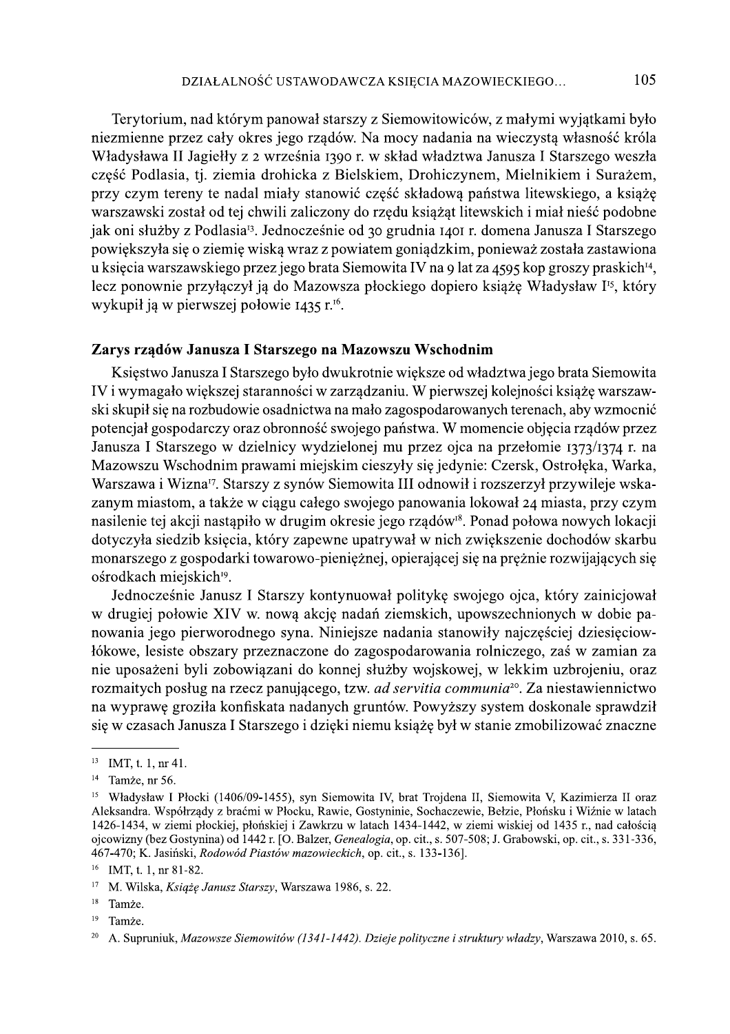Terytorium, nad którym panował starszy z Siemowitowiców, z małymi wyjątkami było niezmienne przez cały okres jego rządów. Na mocy nadania na wieczystą własność króla Władysława II Jagiełły z 2 września 1390 r. w skład władztwa Janusza I Starszego weszła część Podlasia, tj. ziemia drohicka z Bielskiem, Drohiczynem, Mielnikiem i Surażem, przy czym tereny te nadal miały stanowić część składową państwa litewskiego, a książę warszawski został od tej chwili zaliczony do rzędu książąt litewskich i miał nieść podobne jak oni służby z Podlasia[13]. Jednocześnie od 30 grudnia 1401 r. domena Janusza I Starszego powiększyła się o ziemię wiską wraz z powiatem goniądzkim, ponieważ została zastawiona u księcia warszawskiego przez jego brata Siemowita IV na 9 lat za 4595 kop groszy praskich[14], lecz ponownie przyłączył ją do Mazowsza płockiego dopiero książę Władysław I[15], który wykupił ją w pierwszej połowie 1435 r.[16].

## Zarys rządów Janusza I Starszego na Mazowszu Wschodnim

Księstwo Janusza I Starszego było dwukrotnie większe od władztwa jego brata Siemowita IV i wymagało większej staranności w zarządzaniu. W pierwszej kolejności książę warszawski skupił się na rozbudowie osadnictwa na mało zagospodarowanych terenach, aby wzmocnić potencjał gospodarczy oraz obronność swojego państwa. W momencie objęcia rządów przez Janusza I Starszego w dzielnicy wydzielonej mu przez ojca na przełomie 1373/1374 r. na Mazowszu Wschodnim prawami miejskim cieszyły się jedynie: Czersk, Ostrołęka, Warka, Warszawa i Wizna[17]. Starszy z synów Siemowita III odnowił i rozszerzył przywileje wskazanym miastom, a także w ciągu całego swojego panowania lokował 24 miasta, przy czym nasilenie tej akcji nastąpiło w drugim okresie jego rządów[18]. Ponad połowa nowych lokacji dotyczyła siedzib księcia, który zapewne upatrywał w nich zwiększenie dochodów skarbu monarszego z gospodarki towarowo-pieniężnej, opierającej się na prężnie rozwijających się ośrodkach miejskich[19].

Jednocześnie Janusz I Starszy kontynuował politykę swojego ojca, który zainicjował w drugiej połowie XIV w. nową akcję nadań ziemskich, upowszechnionych w dobie panowania jego pierworodnego syna. Niniejsze nadania stanowiły najczęściej dziesięciowłókowe, lesiste obszary przeznaczone do zagospodarowania rolniczego, zaś w zamian za nie uposażeni byli zobowiązani do konnej służby wojskowej, w lekkim uzbrojeniu, oraz rozmaitych posług na rzecz panującego, tzw. *ad servitia communia*[20]. Za niestawiennictwo na wyprawę groziła konfiskata nadanych gruntów. Powyższy system doskonale sprawdził się w czasach Janusza I Starszego i dzięki niemu książę był w stanie zmobilizować znaczne

---

[13] IMT, t. 1, nr 41.

[14] Tamże, nr 56.

[15] Władysław I Płocki (1406/09-1455), syn Siemowita IV, brat Trojdena II, Siemowita V, Kazimierza II oraz Aleksandra. Współrządy z braćmi w Płocku, Rawie, Gostyninie, Sochaczewie, Bełzie, Płońsku i Wiźnie w latach 1426-1434, w ziemi płockiej, płońskiej i Zawkrzu w latach 1434-1442, w ziemi wiskiej od 1435 r., nad całością ojcowizny (bez Gostynina) od 1442 r. [O. Balzer, *Genealogia*, op. cit., s. 507-508; J. Grabowski, op. cit., s. 331-336, 467-470; K. Jasiński, *Rodowód Piastów mazowieckich*, op. cit., s. 133-136].

[16] IMT, t. 1, nr 81-82.

[17] M. Wilska, *Książę Janusz Starszy*, Warszawa 1986, s. 22.

[18] Tamże.

[19] Tamże.

[20] A. Supruniuk, *Mazowsze Siemowitów (1341-1442). Dzieje polityczne i struktury władzy*, Warszawa 2010, s. 65.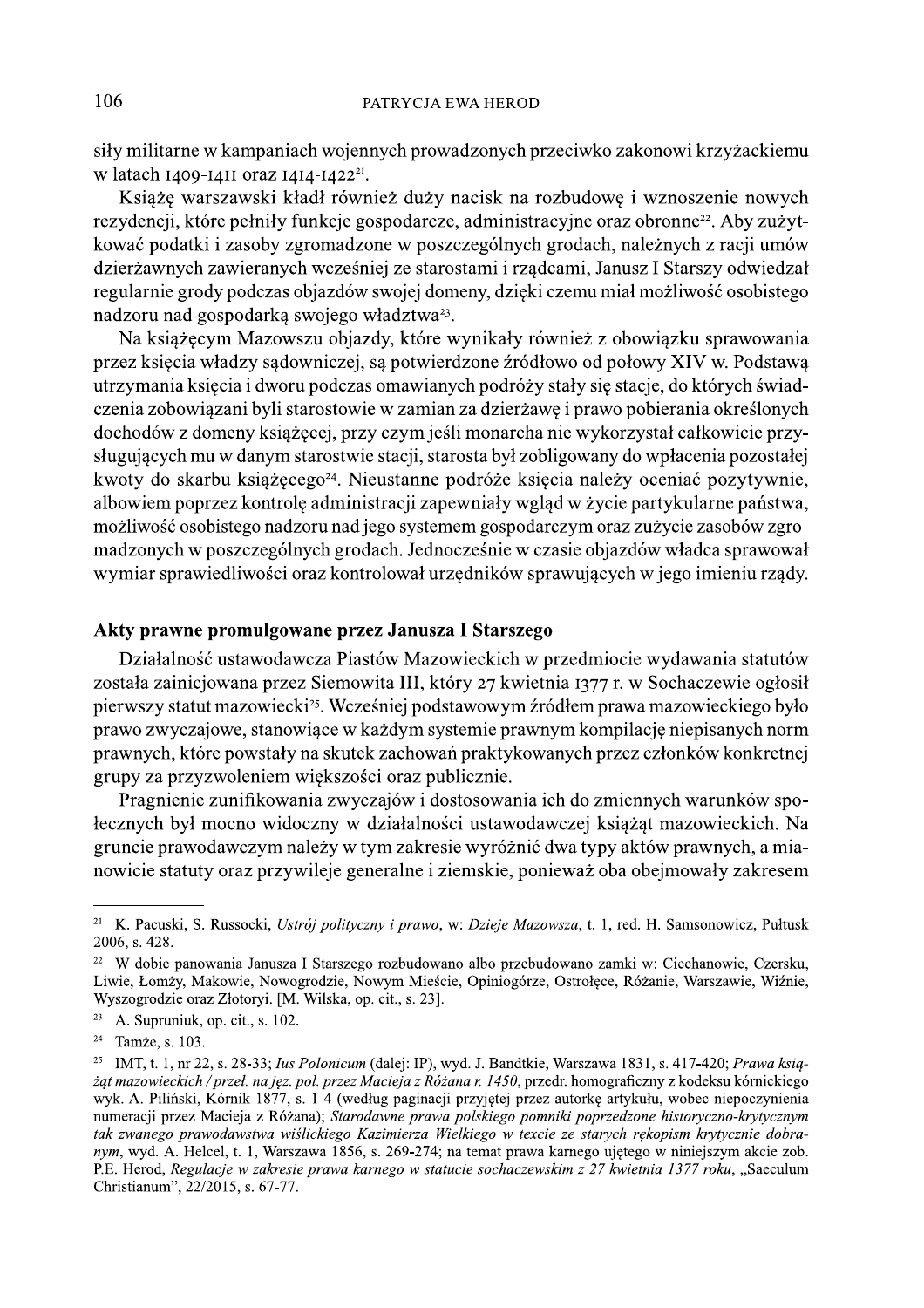siły militarne w kampaniach wojennych prowadzonych przeciwko zakonowi krzyżackiemu w latach 1409-1411 oraz 1414-1422[21].

Książę warszawski kładł również duży nacisk na rozbudowę i wznoszenie nowych rezydencji, które pełniły funkcje gospodarcze, administracyjne oraz obronne[22]. Aby zużytkować podatki i zasoby zgromadzone w poszczególnych grodach, należnych z racji umów dzierżawnych zawieranych wcześniej ze starostami i rządcami, Janusz I Starszy odwiedzał regularnie grody podczas objazdów swojej domeny, dzięki czemu miał możliwość osobistego nadzoru nad gospodarką swojego władztwa[23].

Na książęcym Mazowszu objazdy, które wynikały również z obowiązku sprawowania przez księcia władzy sądowniczej, są potwierdzone źródłowo od połowy XIV w. Podstawą utrzymania księcia i dworu podczas omawianych podróży stały się stacje, do których świadczenia zobowiązani byli starostowie w zamian za dzierżawę i prawo pobierania określonych dochodów z domeny książęcej, przy czym jeśli monarcha nie wykorzystał całkowicie przysługujących mu w danym starostwie stacji, starosta był zobligowany do wpłacenia pozostałej kwoty do skarbu książęcego[24]. Nieustanne podróże księcia należy oceniać pozytywnie, albowiem poprzez kontrolę administracji zapewniały wgląd w życie partykularne państwa, możliwość osobistego nadzoru nad jego systemem gospodarczym oraz zużycie zasobów zgromadzonych w poszczególnych grodach. Jednocześnie w czasie objazdów władca sprawował wymiar sprawiedliwości oraz kontrolował urzędników sprawujących w jego imieniu rządy.

## Akty prawne promulgowane przez Janusza I Starszego

Działalność ustawodawcza Piastów Mazowieckich w przedmiocie wydawania statutów została zainicjowana przez Siemowita III, który 27 kwietnia 1377 r. w Sochaczewie ogłosił pierwszy statut mazowiecki[25]. Wcześniej podstawowym źródłem prawa mazowieckiego było prawo zwyczajowe, stanowiące w każdym systemie prawnym kompilację niepisanych norm prawnych, które powstały na skutek zachowań praktykowanych przez członków konkretnej grupy za przyzwoleniem większości oraz publicznie.

Pragnienie zunifikowania zwyczajów i dostosowania ich do zmiennych warunków społecznych był mocno widoczny w działalności ustawodawczej książąt mazowieckich. Na gruncie prawodawczym należy w tym zakresie wyróżnić dwa typy aktów prawnych, a mianowicie statuty oraz przywileje generalne i ziemskie, ponieważ oba obejmowały zakresem

---

[21] K. Pacuski, S. Russocki, *Ustrój polityczny i prawo*, w: *Dzieje Mazowsza*, t. 1, red. H. Samsonowicz, Pułtusk 2006, s. 428.

[22] W dobie panowania Janusza I Starszego rozbudowano albo przebudowano zamki w: Ciechanowie, Czersku, Liwie, Łomży, Makowie, Nowogrodzie, Nowym Mieście, Opiniogórze, Ostrołęce, Różanie, Warszawie, Wiźnie, Wyszogrodzie oraz Złotoryi. [M. Wilska, op. cit., s. 23].

[23] A. Supruniuk, op. cit., s. 102.

[24] Tamże, s. 103.

[25] IMT, t. 1, nr 22, s. 28-33; *Ius Polonicum* (dalej: IP), wyd. J. Bandtkie, Warszawa 1831, s. 417-420; *Prawa książąt mazowieckich / przeł. na jęz. pol. przez Macieja z Różana r. 1450*, przedr. homograficzny z kodeksu kórnickiego wyk. A. Piliński, Kórnik 1877, s. 1-4 (według paginacji przyjętej przez autorkę artykułu, wobec niepoczynienia numeracji przez Macieja z Różana); *Starodawne prawa polskiego pomniki poprzedzone historyczno-krytycznym tak zwanego prawodawstwa wiślickiego Kazimierza Wielkiego w texcie ze starych rękopism krytycznie dobranym*, wyd. A. Helcel, t. 1, Warszawa 1856, s. 269-274; na temat prawa karnego ujętego w niniejszym akcie zob. P.E. Herod, *Regulacje w zakresie prawa karnego w statucie sochaczewskim z 27 kwietnia 1377 roku*, „Saeculum Christianum", 22/2015, s. 67-77.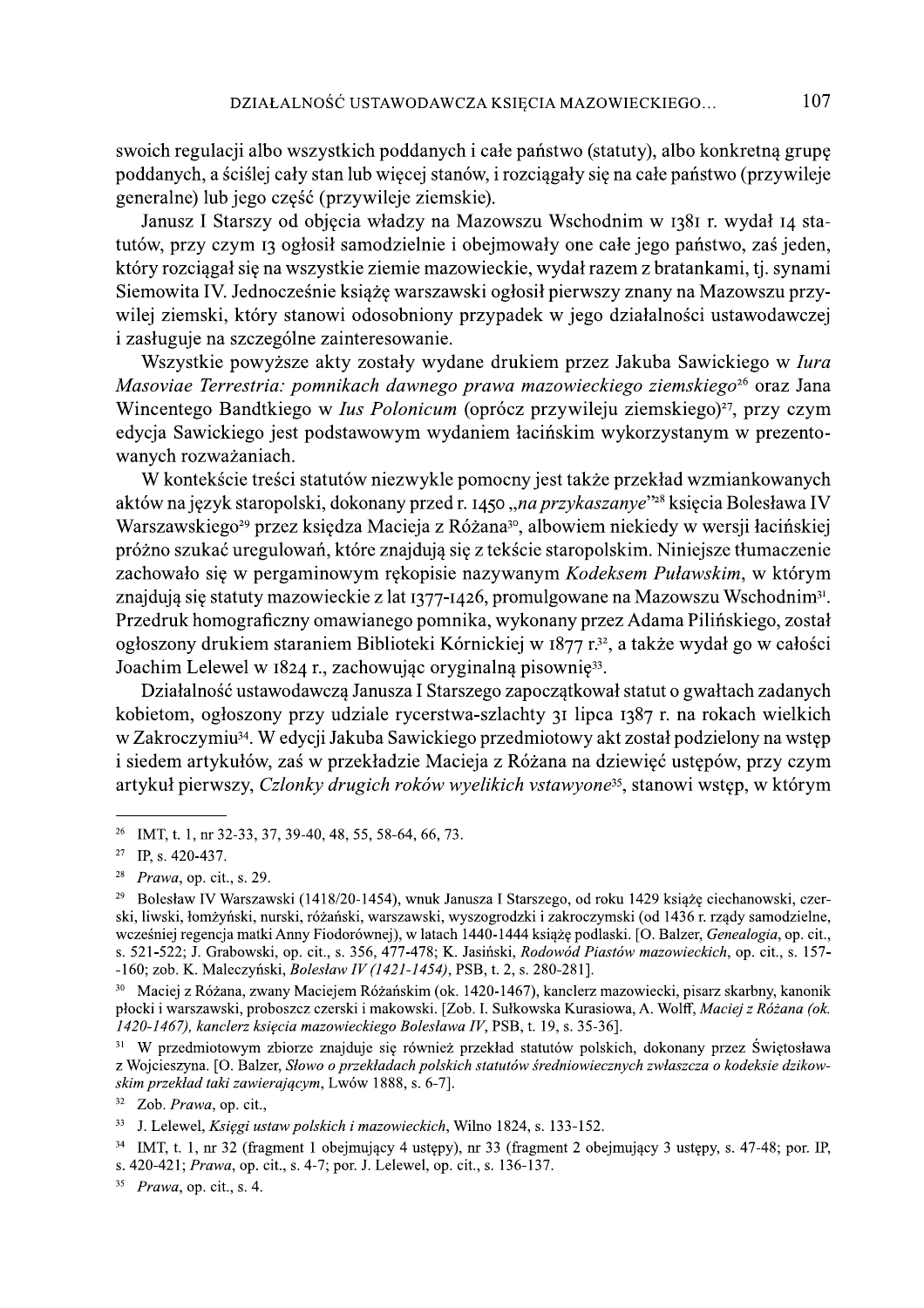swoich regulacji albo wszystkich poddanych i całe państwo (statuty), albo konkretną grupę poddanych, a ściślej cały stan lub więcej stanów, i rozciągały się na całe państwo (przywileje generalne) lub jego część (przywileje ziemskie).

Janusz I Starszy od objęcia władzy na Mazowszu Wschodnim w 1381 r. wydał 14 statutów, przy czym 13 ogłosił samodzielnie i obejmowały one całe jego państwo, zaś jeden, który rozciągał się na wszystkie ziemie mazowieckie, wydał razem z bratankami, tj. synami Siemowita IV. Jednocześnie książę warszawski ogłosił pierwszy znany na Mazowszu przywilej ziemski, który stanowi odosobniony przypadek w jego działalności ustawodawczej i zasługuje na szczególne zainteresowanie.

Wszystkie powyższe akty zostały wydane drukiem przez Jakuba Sawickiego w *Iura Masoviae Terrestria: pomnikach dawnego prawa mazowieckiego ziemskiego*[26] oraz Jana Wincentego Bandtkiego w *Ius Polonicum* (oprócz przywileju ziemskiego)[27], przy czym edycja Sawickiego jest podstawowym wydaniem łacińskim wykorzystanym w prezentowanych rozważaniach.

W kontekście treści statutów niezwykle pomocny jest także przekład wzmiankowanych aktów na język staropolski, dokonany przed r. 1450 „*na przykaszanye*"[28] księcia Bolesława IV Warszawskiego[29] przez księdza Macieja z Różana[30], albowiem niekiedy w wersji łacińskiej próżno szukać uregulowań, które znajdują się z tekście staropolskim. Niniejsze tłumaczenie zachowało się w pergaminowym rękopisie nazywanym *Kodeksem Puławskim*, w którym znajdują się statuty mazowieckie z lat 1377-1426, promulgowane na Mazowszu Wschodnim[31]. Przedruk homograficzny omawianego pomnika, wykonany przez Adama Pilińskiego, został ogłoszony drukiem staraniem Biblioteki Kórnickiej w 1877 r.[32], a także wydał go w całości Joachim Lelewel w 1824 r., zachowując oryginalną pisownię[33].

Działalność ustawodawczą Janusza I Starszego zapoczątkował statut o gwałtach zadanych kobietom, ogłoszony przy udziale rycerstwa-szlachty 31 lipca 1387 r. na rokach wielkich w Zakroczymiu[34]. W edycji Jakuba Sawickiego przedmiotowy akt został podzielony na wstęp i siedem artykułów, zaś w przekładzie Macieja z Różana na dziewięć ustępów, przy czym artykuł pierwszy, *Czlonky drugich roków wyelikich vstawyone*[35], stanowi wstęp, w którym

---

[26] IMT, t. 1, nr 32-33, 37, 39-40, 48, 55, 58-64, 66, 73.

[27] IP, s. 420-437.

[28] *Prawa*, op. cit., s. 29.

[29] Bolesław IV Warszawski (1418/20-1454), wnuk Janusza I Starszego, od roku 1429 książę ciechanowski, czerski, liwski, łomżyński, nurski, różański, warszawski, wyszogrodzki i zakroczymski (od 1436 r. rządy samodzielne, wcześniej regencja matki Anny Fiodorównej), w latach 1440-1444 książę podlaski. [O. Balzer, *Genealogia*, op. cit., s. 521-522; J. Grabowski, op. cit., s. 356, 477-478; K. Jasiński, *Rodowód Piastów mazowieckich*, op. cit., s. 157-160; zob. K. Maleczyński, *Bolesław IV (1421-1454)*, PSB, t. 2, s. 280-281].

[30] Maciej z Różana, zwany Maciejem Różańskim (ok. 1420-1467), kanclerz mazowiecki, pisarz skarbny, kanonik płocki i warszawski, proboszcz czerski i makowski. [Zob. I. Sułkowska Kurasiowa, A. Wolff, *Maciej z Różana (ok. 1420-1467), kanclerz księcia mazowieckiego Bolesława IV*, PSB, t. 19, s. 35-36].

[31] W przedmiotowym zbiorze znajduje się również przekład statutów polskich, dokonany przez Świętosława z Wojcieszyna. [O. Balzer, *Słowo o przekładach polskich statutów średniowiecznych zwłaszcza o kodeksie dzikowskim przekład taki zawierającym*, Lwów 1888, s. 6-7].

[32] Zob. *Prawa*, op. cit.,

[33] J. Lelewel, *Księgi ustaw polskich i mazowieckich*, Wilno 1824, s. 133-152.

[34] IMT, t. 1, nr 32 (fragment 1 obejmujący 4 ustępy), nr 33 (fragment 2 obejmujący 3 ustępy, s. 47-48; por. IP, s. 420-421; *Prawa*, op. cit., s. 4-7; por. J. Lelewel, op. cit., s. 136-137.

[35] *Prawa*, op. cit., s. 4.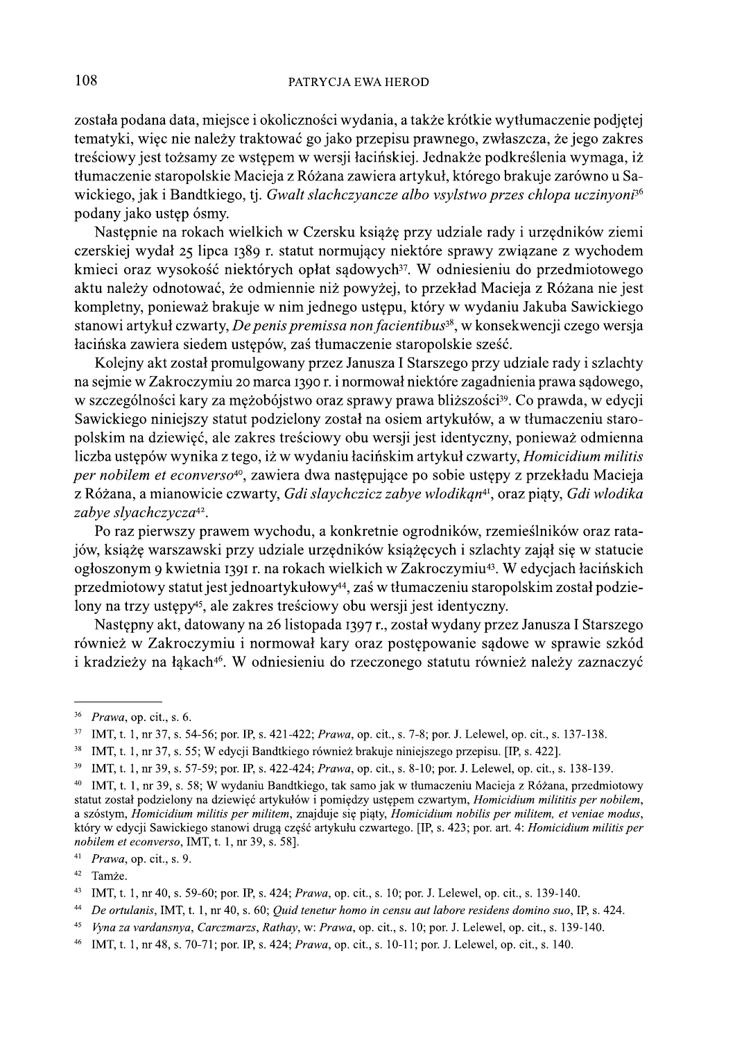została podana data, miejsce i okoliczności wydania, a także krótkie wytłumaczenie podjętej tematyki, więc nie należy traktować go jako przepisu prawnego, zwłaszcza, że jego zakres treściowy jest tożsamy ze wstępem w wersji łacińskiej. Jednakże podkreślenia wymaga, iż tłumaczenie staropolskie Macieja z Różana zawiera artykuł, którego brakuje zarówno u Sawickiego, jak i Bandtkiego, tj. *Gwalt slachczyancze albo vsylstwo przes chlopa uczinyoni*[36] podany jako ustęp ósmy.

Następnie na rokach wielkich w Czersku książę przy udziale rady i urzędników ziemi czerskiej wydał 25 lipca 1389 r. statut normujący niektóre sprawy związane z wychodem kmieci oraz wysokość niektórych opłat sądowych[37]. W odniesieniu do przedmiotowego aktu należy odnotować, że odmiennie niż powyżej, to przekład Macieja z Różana nie jest kompletny, ponieważ brakuje w nim jednego ustępu, który w wydaniu Jakuba Sawickiego stanowi artykuł czwarty, *De penis premissa non facientibus*[38], w konsekwencji czego wersja łacińska zawiera siedem ustępów, zaś tłumaczenie staropolskie sześć.

Kolejny akt został promulgowany przez Janusza I Starszego przy udziale rady i szlachty na sejmie w Zakroczymiu 20 marca 1390 r. i normował niektóre zagadnienia prawa sądowego, w szczególności kary za mężobójstwo oraz sprawy prawa bliższości[39]. Co prawda, w edycji Sawickiego niniejszy statut podzielony został na osiem artykułów, a w tłumaczeniu staropolskim na dziewięć, ale zakres treściowy obu wersji jest identyczny, ponieważ odmienna liczba ustępów wynika z tego, iż w wydaniu łacińskim artykuł czwarty, *Homicidium militis per nobilem et econverso*[40], zawiera dwa następujące po sobie ustępy z przekładu Macieja z Różana, a mianowicie czwarty, *Gdi slaychczicz zabye wlodikąn*[41], oraz piąty, *Gdi wlodika zabye slyachczycza*[42].

Po raz pierwszy prawem wychodu, a konkretnie ogrodników, rzemieślników oraz ratajów, książę warszawski przy udziale urzędników książęcych i szlachty zajął się w statucie ogłoszonym 9 kwietnia 1391 r. na rokach wielkich w Zakroczymiu[43]. W edycjach łacińskich przedmiotowy statut jest jednoartykułowy[44], zaś w tłumaczeniu staropolskim został podzielony na trzy ustępy[45], ale zakres treściowy obu wersji jest identyczny.

Następny akt, datowany na 26 listopada 1397 r., został wydany przez Janusza I Starszego również w Zakroczymiu i normował kary oraz postępowanie sądowe w sprawie szkód i kradzieży na łąkach[46]. W odniesieniu do rzeczonego statutu również należy zaznaczyć

---

[36] *Prawa*, op. cit., s. 6.

[37] IMT, t. 1, nr 37, s. 54-56; por. IP, s. 421-422; *Prawa*, op. cit., s. 7-8; por. J. Lelewel, op. cit., s. 137-138.

[38] IMT, t. 1, nr 37, s. 55; W edycji Bandtkiego również brakuje niniejszego przepisu. [IP, s. 422].

[39] IMT, t. 1, nr 39, s. 57-59; por. IP, s. 422-424; *Prawa*, op. cit., s. 8-10; por. J. Lelewel, op. cit., s. 138-139.

[40] IMT, t. 1, nr 39, s. 58; W wydaniu Bandtkiego, tak samo jak w tłumaczeniu Macieja z Różana, przedmiotowy statut został podzielony na dziewięć artykułów i pomiędzy ustępem czwartym, *Homicidium militis per nobilem*, a szóstym, *Homicidium militis per militem*, znajduje się piąty, *Homicidium nobilis per militem, et veniae modus*, który w edycji Sawickiego stanowi drugą część artykułu czwartego. [IP, s. 423; por. art. 4: *Homicidium militis per nobilem et econverso*, IMT, t. 1, nr 39, s. 58].

[41] *Prawa*, op. cit., s. 9.

[42] Tamże.

[43] IMT, t. 1, nr 40, s. 59-60; por. IP, s. 424; *Prawa*, op. cit., s. 10; por. J. Lelewel, op. cit., s. 139-140.

[44] *De ortulanis*, IMT, t. 1, nr 40, s. 60; *Quid tenetur homo in censu aut labore residens domino suo*, IP, s. 424.

[45] *Vyna za vardansnya*, *Carczmarzs*, *Rathay*, w: *Prawa*, op. cit., s. 10; por. J. Lelewel, op. cit., s. 139-140.

[46] IMT, t. 1, nr 48, s. 70-71; por. IP, s. 424; *Prawa*, op. cit., s. 10-11; por. J. Lelewel, op. cit., s. 140.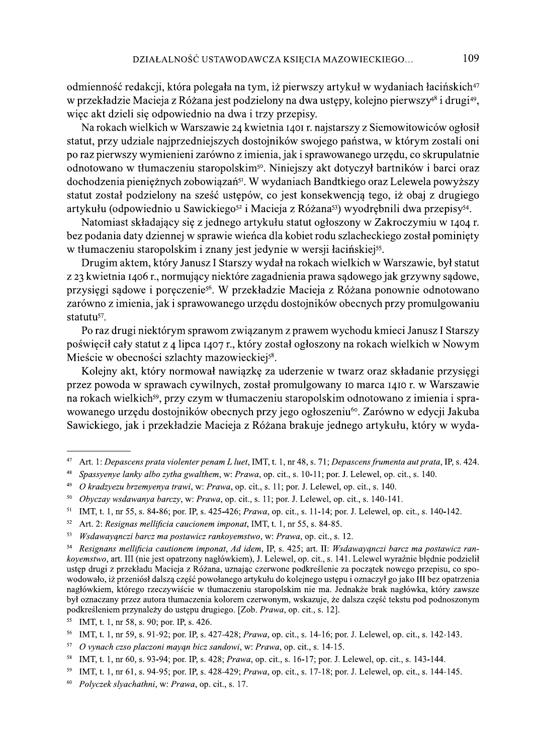odmienność redakcji, która polegała na tym, iż pierwszy artykuł w wydaniach łacińskich[47] w przekładzie Macieja z Różana jest podzielony na dwa ustępy, kolejno pierwszy[48] i drugi[49], więc akt dzieli się odpowiednio na dwa i trzy przepisy.

Na rokach wielkich w Warszawie 24 kwietnia 1401 r. najstarszy z Siemowitowiców ogłosił statut, przy udziale najprzedniejszych dostojników swojego państwa, w którym zostali oni po raz pierwszy wymienieni zarówno z imienia, jak i sprawowanego urzędu, co skrupulatnie odnotowano w tłumaczeniu staropolskim[50]. Niniejszy akt dotyczył bartników i barci oraz dochodzenia pieniężnych zobowiązań[51]. W wydaniach Bandtkiego oraz Lelewela powyższy statut został podzielony na sześć ustępów, co jest konsekwencją tego, iż obaj z drugiego artykułu (odpowiednio u Sawickiego[52] i Macieja z Różana[53]) wyodrębnili dwa przepisy[54].

Natomiast składający się z jednego artykułu statut ogłoszony w Zakroczymiu w 1404 r. bez podania daty dziennej w sprawie wieńca dla kobiet rodu szlacheckiego został pominięty w tłumaczeniu staropolskim i znany jest jedynie w wersji łacińskiej[55].

Drugim aktem, który Janusz I Starszy wydał na rokach wielkich w Warszawie, był statut z 23 kwietnia 1406 r., normujący niektóre zagadnienia prawa sądowego jak grzywny sądowe, przysięgi sądowe i poręczenie[56]. W przekładzie Macieja z Różana ponownie odnotowano zarówno z imienia, jak i sprawowanego urzędu dostojników obecnych przy promulgowaniu statutu[57].

Po raz drugi niektórym sprawom związanym z prawem wychodu kmieci Janusz I Starszy poświęcił cały statut z 4 lipca 1407 r., który został ogłoszony na rokach wielkich w Nowym Mieście w obecności szlachty mazowieckiej[58].

Kolejny akt, który normował nawiązkę za uderzenie w twarz oraz składanie przysięgi przez powoda w sprawach cywilnych, został promulgowany 10 marca 1410 r. w Warszawie na rokach wielkich[59], przy czym w tłumaczeniu staropolskim odnotowano z imienia i sprawowanego urzędu dostojników obecnych przy jego ogłoszeniu[60]. Zarówno w edycji Jakuba Sawickiego, jak i przekładzie Macieja z Różana brakuje jednego artykułu, który w wyda-

---

[47] Art. 1: *Depascens prata violenter penam L luet*, IMT, t. 1, nr 48, s. 71; *Depascens frumenta aut prata*, IP, s. 424.

[48] *Spassyenye lanky albo zytha gwalthem*, w: *Prawa*, op. cit., s. 10-11; por. J. Lelewel, op. cit., s. 140.

[49] *O kradzyezu brzemyenya trawi*, w: *Prawa*, op. cit., s. 11; por. J. Lelewel, op. cit., s. 140.

[50] *Obyczay wsdawanya barczy*, w: *Prawa*, op. cit., s. 11; por. J. Lelewel, op. cit., s. 140-141.

[51] IMT, t. 1, nr 55, s. 84-86; por. IP, s. 425-426; *Prawa*, op. cit., s. 11-14; por. J. Lelewel, op. cit., s. 140-142.

[52] Art. 2: *Resignas mellificia caucionem imponat*, IMT, t. 1, nr 55, s. 84-85.

[53] *Wsdawayąnczi barcz ma postawicz rankoyemstwo*, w: *Prawa*, op. cit., s. 12.

[54] *Resignans mellificia cautionem imponat, Ad idem*, IP, s. 425; art. II: *Wsdawayąnczi barcz ma postawicz rankoyemstwo*, art. III (nie jest opatrzony nagłówkiem), J. Lelewel, op. cit., s. 141. Lelewel wyraźnie błędnie podzielił ustęp drugi z przekładu Macieja z Różana, uznając czerwone podkreślenie za początek nowego przepisu, co spowodowało, iż przeniósł dalszą część powołanego artykułu do kolejnego ustępu i oznaczył go jako III bez opatrzenia nagłówkiem, którego rzeczywiście w tłumaczeniu staropolskim nie ma. Jednakże brak nagłówka, który zawsze był oznaczany przez autora tłumaczenia kolorem czerwonym, wskazuje, że dalsza część tekstu pod podnoszonym podkreśleniem przynależy do ustępu drugiego. [Zob. *Prawa*, op. cit., s. 12].

[55] IMT, t. 1, nr 58, s. 90; por. IP, s. 426.

[56] IMT, t. 1, nr 59, s. 91-92; por. IP, s. 427-428; *Prawa*, op. cit., s. 14-16; por. J. Lelewel, op. cit., s. 142-143.

[57] *O vynach czso placzoni mayąn bicz sandowi*, w: *Prawa*, op. cit., s. 14-15.

[58] IMT, t. 1, nr 60, s. 93-94; por. IP, s. 428; *Prawa*, op. cit., s. 16-17; por. J. Lelewel, op. cit., s. 143-144.

[59] IMT, t. 1, nr 61, s. 94-95; por. IP, s. 428-429; *Prawa*, op. cit., s. 17-18; por. J. Lelewel, op. cit., s. 144-145.

[60] *Polyczek slyachathni*, w: *Prawa*, op. cit., s. 17.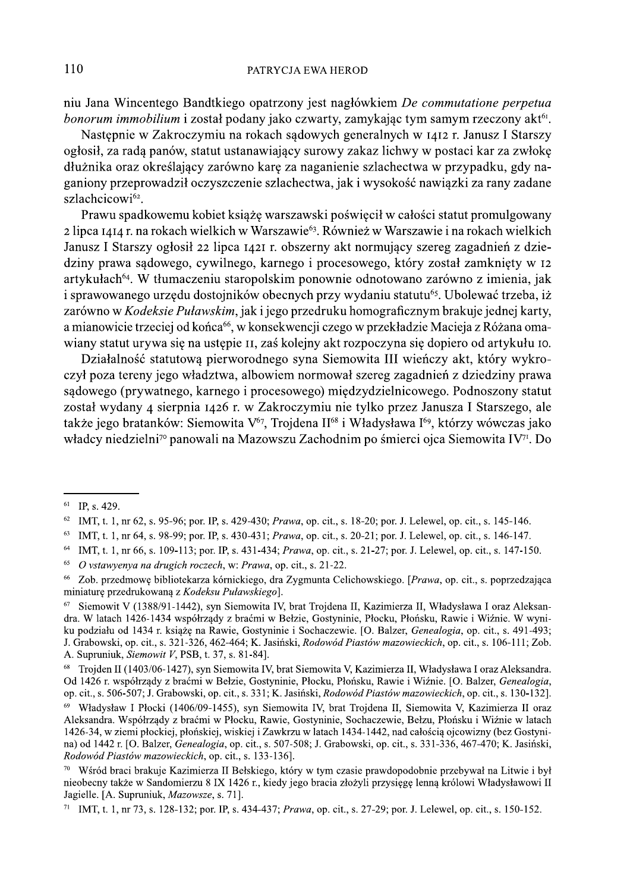niu Jana Wincentego Bandtkiego opatrzony jest nagłówkiem *De commutatione perpetua bonorum immobilium* i został podany jako czwarty, zamykając tym samym rzeczony akt[61].

Następnie w Zakroczymiu na rokach sądowych generalnych w 1412 r. Janusz I Starszy ogłosił, za radą panów, statut ustanawiający surowy zakaz lichwy w postaci kar za zwłokę dłużnika oraz określający zarówno karę za naganienie szlachectwa w przypadku, gdy naganiony przeprowadził oczyszczenie szlachectwa, jak i wysokość nawiązki za rany zadane szlachcicowi[62].

Prawu spadkowemu kobiet książę warszawski poświęcił w całości statut promulgowany 2 lipca 1414 r. na rokach wielkich w Warszawie[63]. Również w Warszawie i na rokach wielkich Janusz I Starszy ogłosił 22 lipca 1421 r. obszerny akt normujący szereg zagadnień z dziedziny prawa sądowego, cywilnego, karnego i procesowego, który został zamknięty w 12 artykułach[64]. W tłumaczeniu staropolskim ponownie odnotowano zarówno z imienia, jak i sprawowanego urzędu dostojników obecnych przy wydaniu statutu[65]. Ubolewać trzeba, iż zarówno w *Kodeksie Puławskim*, jak i jego przedruku homograficznym brakuje jednej karty, a mianowicie trzeciej od końca[66], w konsekwencji czego w przekładzie Macieja z Różana omawiany statut urywa się na ustępie 11, zaś kolejny akt rozpoczyna się dopiero od artykułu 10.

Działalność statutową pierworodnego syna Siemowita III wieńczy akt, który wykroczył poza tereny jego władztwa, albowiem normował szereg zagadnień z dziedziny prawa sądowego (prywatnego, karnego i procesowego) międzydzielnicowego. Podnoszony statut został wydany 4 sierpnia 1426 r. w Zakroczymiu nie tylko przez Janusza I Starszego, ale także jego bratanków: Siemowita V[67], Trojdena II[68] i Władysława I[69], którzy wówczas jako władcy niedzielni[70] panowali na Mazowszu Zachodnim po śmierci ojca Siemowita IV[71]. Do

---

[61] IP, s. 429.

[62] IMT, t. 1, nr 62, s. 95-96; por. IP, s. 429-430; *Prawa*, op. cit., s. 18-20; por. J. Lelewel, op. cit., s. 145-146.

[63] IMT, t. 1, nr 64, s. 98-99; por. IP, s. 430-431; *Prawa*, op. cit., s. 20-21; por. J. Lelewel, op. cit., s. 146-147.

[64] IMT, t. 1, nr 66, s. 109-113; por. IP, s. 431-434; *Prawa*, op. cit., s. 21-27; por. J. Lelewel, op. cit., s. 147-150.

[65] *O vstawyenya na drugich roczech*, w: *Prawa*, op. cit., s. 21-22.

[66] Zob. przedmowę bibliotekarza kórnickiego, dra Zygmunta Celichowskiego. [*Prawa*, op. cit., s. poprzedzająca miniaturę przedrukowaną z *Kodeksu Puławskiego*].

[67] Siemowit V (1388/91-1442), syn Siemowita IV, brat Trojdena II, Kazimierza II, Władysława I oraz Aleksandra. W latach 1426-1434 współrządy z braćmi w Bełzie, Gostyninie, Płocku, Płońsku, Rawie i Wiźnie. W wyniku podziału od 1434 r. książę na Rawie, Gostyninie i Sochaczewie. [O. Balzer, *Genealogia*, op. cit., s. 491-493; J. Grabowski, op. cit., s. 321-326, 462-464; K. Jasiński, *Rodowód Piastów mazowieckich*, op. cit., s. 106-111; Zob. A. Supruniuk, *Siemowit V*, PSB, t. 37, s. 81-84].

[68] Trojden II (1403/06-1427), syn Siemowita IV, brat Siemowita V, Kazimierza II, Władysława I oraz Aleksandra. Od 1426 r. współrządy z braćmi w Bełzie, Gostyninie, Płocku, Płońsku, Rawie i Wiźnie. [O. Balzer, *Genealogia*, op. cit., s. 506-507; J. Grabowski, op. cit., s. 331; K. Jasiński, *Rodowód Piastów mazowieckich*, op. cit., s. 130-132].

[69] Władysław I Płocki (1406/09-1455), syn Siemowita IV, brat Trojdena II, Siemowita V, Kazimierza II oraz Aleksandra. Współrządy z braćmi w Płocku, Rawie, Gostyninie, Sochaczewie, Bełzu, Płońsku i Wiźnie w latach 1426-34, w ziemi płockiej, płońskiej, wiskiej i Zawkrzu w latach 1434-1442, nad całością ojcowizny (bez Gostynina) od 1442 r. [O. Balzer, *Genealogia*, op. cit., s. 507-508; J. Grabowski, op. cit., s. 331-336, 467-470; K. Jasiński, *Rodowód Piastów mazowieckich*, op. cit., s. 133-136].

[70] Wśród braci brakuje Kazimierza II Bełskiego, który w tym czasie prawdopodobnie przebywał na Litwie i był nieobecny także w Sandomierzu 8 IX 1426 r., kiedy jego bracia złożyli przysięgę lenną królowi Władysławowi II Jagielle. [A. Supruniuk, *Mazowsze*, s. 71].

[71] IMT, t. 1, nr 73, s. 128-132; por. IP, s. 434-437; *Prawa*, op. cit., s. 27-29; por. J. Lelewel, op. cit., s. 150-152.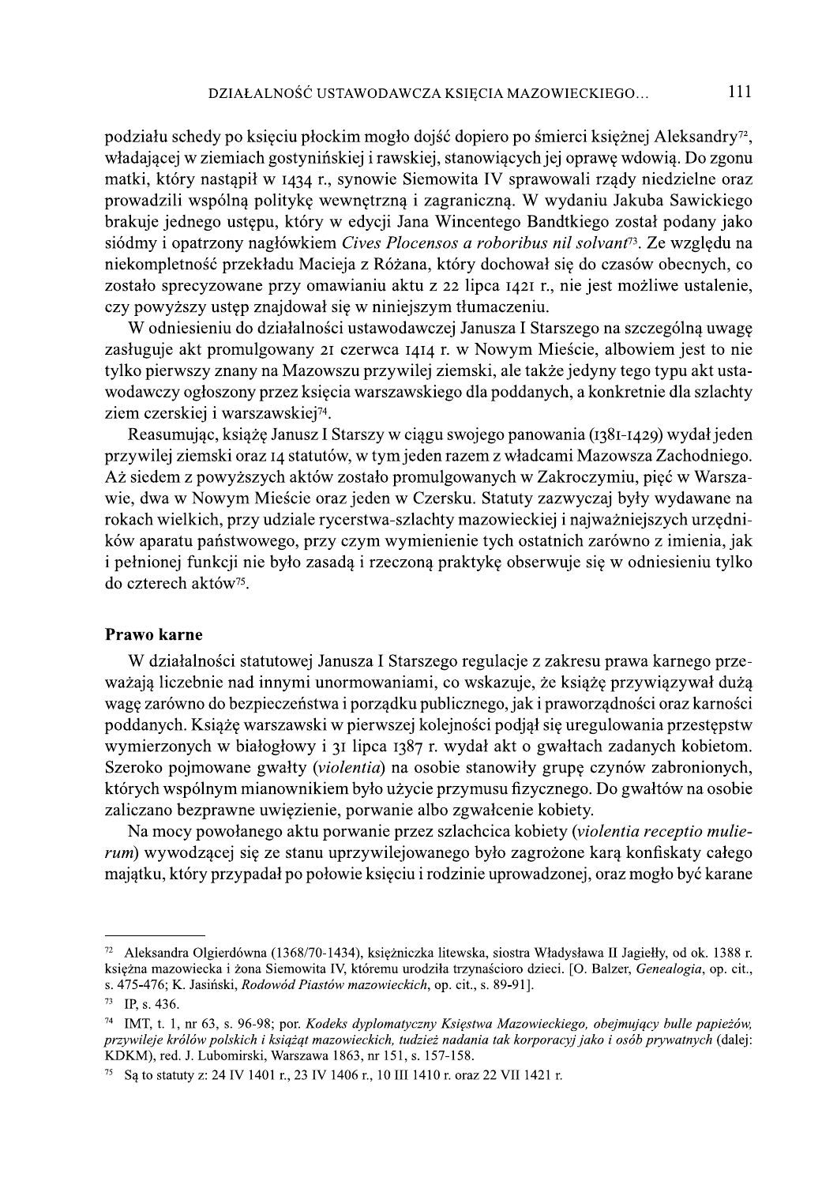podziału schedy po księciu płockim mogło dojść dopiero po śmierci księżnej Aleksandry[72], władającej w ziemiach gostynińskiej i rawskiej, stanowiących jej oprawę wdowią. Do zgonu matki, który nastąpił w 1434 r., synowie Siemowita IV sprawowali rządy niedzielne oraz prowadzili wspólną politykę wewnętrzną i zagraniczną. W wydaniu Jakuba Sawickiego brakuje jednego ustępu, który w edycji Jana Wincentego Bandtkiego został podany jako siódmy i opatrzony nagłówkiem *Cives Plocensos a roboribus nil solvant*[73]. Ze względu na niekompletność przekładu Macieja z Różana, który dochował się do czasów obecnych, co zostało sprecyzowane przy omawianiu aktu z 22 lipca 1421 r., nie jest możliwe ustalenie, czy powyższy ustęp znajdował się w niniejszym tłumaczeniu.

W odniesieniu do działalności ustawodawczej Janusza I Starszego na szczególną uwagę zasługuje akt promulgowany 21 czerwca 1414 r. w Nowym Mieście, albowiem jest to nie tylko pierwszy znany na Mazowszu przywilej ziemski, ale także jedyny tego typu akt ustawodawczy ogłoszony przez księcia warszawskiego dla poddanych, a konkretnie dla szlachty ziem czerskiej i warszawskiej[74].

Reasumując, książę Janusz I Starszy w ciągu swojego panowania (1381-1429) wydał jeden przywilej ziemski oraz 14 statutów, w tym jeden razem z władcami Mazowsza Zachodniego. Aż siedem z powyższych aktów zostało promulgowanych w Zakroczymiu, pięć w Warszawie, dwa w Nowym Mieście oraz jeden w Czersku. Statuty zazwyczaj były wydawane na rokach wielkich, przy udziale rycerstwa-szlachty mazowieckiej i najważniejszych urzędników aparatu państwowego, przy czym wymienienie tych ostatnich zarówno z imienia, jak i pełnionej funkcji nie było zasadą i rzeczoną praktykę obserwuje się w odniesieniu tylko do czterech aktów[75].

## Prawo karne

W działalności statutowej Janusza I Starszego regulacje z zakresu prawa karnego przeważają liczebnie nad innymi unormowaniami, co wskazuje, że książę przywiązywał dużą wagę zarówno do bezpieczeństwa i porządku publicznego, jak i praworządności oraz karności poddanych. Książę warszawski w pierwszej kolejności podjął się uregulowania przestępstw wymierzonych w białogłowy i 31 lipca 1387 r. wydał akt o gwałtach zadanych kobietom. Szeroko pojmowane gwałty (*violentia*) na osobie stanowiły grupę czynów zabronionych, których wspólnym mianownikiem było użycie przymusu fizycznego. Do gwałtów na osobie zaliczano bezprawne uwięzienie, porwanie albo zgwałcenie kobiety.

Na mocy powołanego aktu porwanie przez szlachcica kobiety (*violentia receptio mulierum*) wywodzącej się ze stanu uprzywilejowanego było zagrożone karą konfiskaty całego majątku, który przypadał po połowie księciu i rodzinie uprowadzonej, oraz mogło być karane

---

[72] Aleksandra Olgierdówna (1368/70-1434), księżniczka litewska, siostra Władysława II Jagiełły, od ok. 1388 r. księżna mazowiecka i żona Siemowita IV, któremu urodziła trzynaścioro dzieci. [O. Balzer, *Genealogia*, op. cit., s. 475-476; K. Jasiński, *Rodowód Piastów mazowieckich*, op. cit., s. 89-91].

[73] IP, s. 436.

[74] IMT, t. 1, nr 63, s. 96-98; por. *Kodeks dyplomatyczny Księstwa Mazowieckiego, obejmujący bulle papieżów, przywileje królów polskich i książąt mazowieckich, tudzież nadania tak korporacyj jako i osób prywatnych* (dalej: KDKM), red. J. Lubomirski, Warszawa 1863, nr 151, s. 157-158.

[75] Są to statuty z: 24 IV 1401 r., 23 IV 1406 r., 10 III 1410 r. oraz 22 VII 1421 r.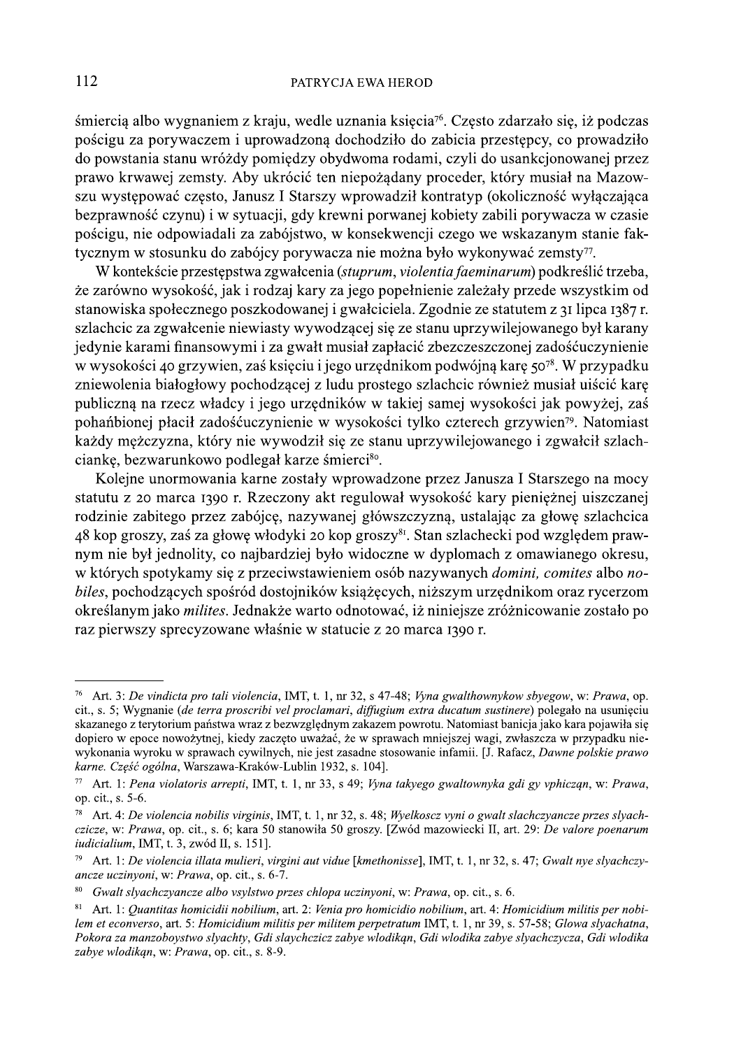śmiercią albo wygnaniem z kraju, wedle uznania księcia[76]. Często zdarzało się, iż podczas pościgu za porywaczem i uprowadzoną dochodziło do zabicia przestępcy, co prowadziło do powstania stanu wróżdy pomiędzy obydwoma rodami, czyli do usankcjonowanej przez prawo krwawej zemsty. Aby ukrócić ten niepożądany proceder, który musiał na Mazowszu występować często, Janusz I Starszy wprowadził kontratyp (okoliczność wyłączająca bezprawność czynu) i w sytuacji, gdy krewni porwanej kobiety zabili porywacza w czasie pościgu, nie odpowiadali za zabójstwo, w konsekwencji czego we wskazanym stanie faktycznym w stosunku do zabójcy porywacza nie można było wykonywać zemsty[77].

W kontekście przestępstwa zgwałcenia (*stuprum*, *violentia faeminarum*) podkreślić trzeba, że zarówno wysokość, jak i rodzaj kary za jego popełnienie zależały przede wszystkim od stanowiska społecznego poszkodowanej i gwałciciela. Zgodnie ze statutem z 31 lipca 1387 r. szlachcic za zgwałcenie niewiasty wywodzącej się ze stanu uprzywilejowanego był karany jedynie karami finansowymi i za gwałt musiał zapłacić zbezczeszczonej zadośćuczynienie w wysokości 40 grzywien, zaś księciu i jego urzędnikom podwójną karę 50[78]. W przypadku zniewolenia białogłowy pochodzącej z ludu prostego szlachcic również musiał uiścić karę publiczną na rzecz władcy i jego urzędników w takiej samej wysokości jak powyżej, zaś pohańbionej płacił zadośćuczynienie w wysokości tylko czterech grzywien[79]. Natomiast każdy mężczyzna, który nie wywodził się ze stanu uprzywilejowanego i zgwałcił szlachciankę, bezwarunkowo podlegał karze śmierci[80].

Kolejne unormowania karne zostały wprowadzone przez Janusza I Starszego na mocy statutu z 20 marca 1390 r. Rzeczony akt regulował wysokość kary pieniężnej uiszczanej rodzinie zabitego przez zabójcę, nazywanej główszczyzną, ustalając za głowę szlachcica 48 kop groszy, zaś za głowę włodyki 20 kop groszy[81]. Stan szlachecki pod względem prawnym nie był jednolity, co najbardziej było widoczne w dyplomach z omawianego okresu, w których spotykamy się z przeciwstawieniem osób nazywanych *domini, comites* albo *nobiles*, pochodzących spośród dostojników książęcych, niższym urzędnikom oraz rycerzom określanym jako *milites*. Jednakże warto odnotować, iż niniejsze zróżnicowanie zostało po raz pierwszy sprecyzowane właśnie w statucie z 20 marca 1390 r.

---

[76] Art. 3: *De vindicta pro tali violencia*, IMT, t. 1, nr 32, s 47-48; *Vyna gwalthownykow sbyegow*, w: *Prawa*, op. cit., s. 5; Wygnanie (*de terra proscribi vel proclamari, diffugium extra ducatum sustinere*) polegało na usunięciu skazanego z terytorium państwa wraz z bezwzględnym zakazem powrotu. Natomiast banicja jako kara pojawiła się dopiero w epoce nowożytnej, kiedy zaczęto uważać, że w sprawach mniejszej wagi, zwłaszcza w przypadku niewykonania wyroku w sprawach cywilnych, nie jest zasadne stosowanie infamii. [J. Rafacz, *Dawne polskie prawo karne. Część ogólna*, Warszawa-Kraków-Lublin 1932, s. 104].

[77] Art. 1: *Pena violatoris arrepti*, IMT, t. 1, nr 33, s 49; *Vyna takyego gwaltownyka gdi gy vphicząn*, w: *Prawa*, op. cit., s. 5-6.

[78] Art. 4: *De violencia nobilis virginis*, IMT, t. 1, nr 32, s. 48; *Wyelkoscz vyni o gwalt slachczyancze przes slyachczicze*, w: *Prawa*, op. cit., s. 6; kara 50 stanowiła 50 groszy. [Zwód mazowiecki II, art. 29: *De valore poenarum iudicialium*, IMT, t. 3, zwód II, s. 151].

[79] Art. 1: *De violencia illata mulieri, virgini aut vidue* [*kmethonisse*], IMT, t. 1, nr 32, s. 47; *Gwalt nye slyachczyancze uczinyoni*, w: *Prawa*, op. cit., s. 6-7.

[80] *Gwalt slyachczyancze albo vsylstwo przes chlopa uczinyoni*, w: *Prawa*, op. cit., s. 6.

[81] Art. 1: *Quantitas homicidii nobilium*, art. 2: *Venia pro homicidio nobilium*, art. 4: *Homicidium militis per nobilem et econverso*, art. 5: *Homicidium militis per militem perpetratum* IMT, t. 1, nr 39, s. 57-58; *Glowa slyachatna*, *Pokora za manzoboystwo slyachty*, *Gdi slaychczicz zabye wlodikąn*, *Gdi wlodika zabye slyachczycza*, *Gdi wlodika zabye wlodikąn*, w: *Prawa*, op. cit., s. 8-9.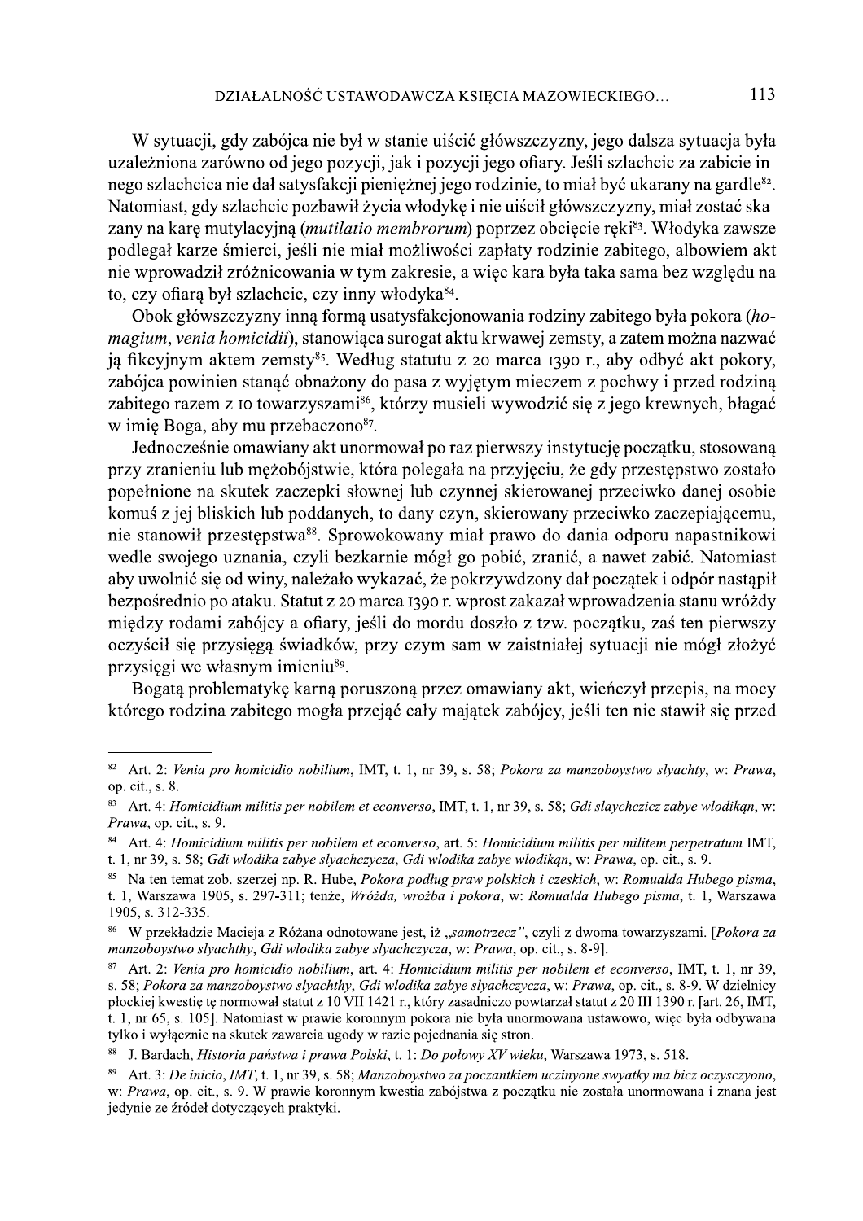W sytuacji, gdy zabójca nie był w stanie uiścić główszczyzny, jego dalsza sytuacja była uzależniona zarówno od jego pozycji, jak i pozycji jego ofiary. Jeśli szlachcic za zabicie innego szlachcica nie dał satysfakcji pieniężnej jego rodzinie, to miał być ukarany na gardle[82]. Natomiast, gdy szlachcic pozbawił życia włodykę i nie uiścił główszczyzny, miał zostać skazany na karę mutylacyjną (*mutilatio membrorum*) poprzez obcięcie ręki[83]. Włodyka zawsze podlegał karze śmierci, jeśli nie miał możliwości zapłaty rodzinie zabitego, albowiem akt nie wprowadził zróżnicowania w tym zakresie, a więc kara była taka sama bez względu na to, czy ofiarą był szlachcic, czy inny włodyka[84].

Obok główszczyzny inną formą usatysfakcjonowania rodziny zabitego była pokora (*homagium*, *venia homicidii*), stanowiąca surogat aktu krwawej zemsty, a zatem można nazwać ją fikcyjnym aktem zemsty[85]. Według statutu z 20 marca 1390 r., aby odbyć akt pokory, zabójca powinien stanąć obnażony do pasa z wyjętym mieczem z pochwy i przed rodziną zabitego razem z 10 towarzyszami[86], którzy musieli wywodzić się z jego krewnych, błagać w imię Boga, aby mu przebaczono[87].

Jednocześnie omawiany akt unormował po raz pierwszy instytucję początku, stosowaną przy zranieniu lub mężobójstwie, która polegała na przyjęciu, że gdy przestępstwo zostało popełnione na skutek zaczepki słownej lub czynnej skierowanej przeciwko danej osobie komuś z jej bliskich lub poddanych, to dany czyn, skierowany przeciwko zaczepiającemu, nie stanowił przestępstwa[88]. Sprowokowany miał prawo do dania odporu napastnikowi wedle swojego uznania, czyli bezkarnie mógł go pobić, zranić, a nawet zabić. Natomiast aby uwolnić się od winy, należało wykazać, że pokrzywdzony dał początek i odpór nastąpił bezpośrednio po ataku. Statut z 20 marca 1390 r. wprost zakazał wprowadzenia stanu wróżdy między rodami zabójcy a ofiary, jeśli do mordu doszło z tzw. początku, zaś ten pierwszy oczyścił się przysięgą świadków, przy czym sam w zaistniałej sytuacji nie mógł złożyć przysięgi we własnym imieniu[89].

Bogatą problematykę karną poruszoną przez omawiany akt, wieńczył przepis, na mocy którego rodzina zabitego mogła przejąć cały majątek zabójcy, jeśli ten nie stawił się przed

---

[82] Art. 2: *Venia pro homicidio nobilium*, IMT, t. 1, nr 39, s. 58; *Pokora za manzoboystwo slyachty*, w: *Prawa*, op. cit., s. 8.

[83] Art. 4: *Homicidium militis per nobilem et econverso*, IMT, t. 1, nr 39, s. 58; *Gdi slaychczicz zabye wlodikąn*, w: *Prawa*, op. cit., s. 9.

[84] Art. 4: *Homicidium militis per nobilem et econverso*, art. 5: *Homicidium militis per militem perpetratum* IMT, t. 1, nr 39, s. 58; *Gdi wlodika zabye slyachczycza*, *Gdi wlodika zabye wlodikąn*, w: *Prawa*, op. cit., s. 9.

[85] Na ten temat zob. szerzej np. R. Hube, *Pokora podług praw polskich i czeskich*, w: *Romualda Hubego pisma*, t. 1, Warszawa 1905, s. 297-311; tenże, *Wróżda, wrożba i pokora*, w: *Romualda Hubego pisma*, t. 1, Warszawa 1905, s. 312-335.

[86] W przekładzie Macieja z Różana odnotowane jest, iż „*samotrzecz*", czyli z dwoma towarzyszami. [*Pokora za manzoboystwo slyachthy*, *Gdi wlodika zabye slyachczycza*, w: *Prawa*, op. cit., s. 8-9].

[87] Art. 2: *Venia pro homicidio nobilium*, art. 4: *Homicidium militis per nobilem et econverso*, IMT, t. 1, nr 39, s. 58; *Pokora za manzoboystwo slyachthy*, *Gdi wlodika zabye slyachczycza*, w: *Prawa*, op. cit., s. 8-9. W dzielnicy płockiej kwestię tę normował statut z 10 VII 1421 r., który zasadniczo powtarzał statut z 20 III 1390 r. [art. 26, IMT, t. 1, nr 65, s. 105]. Natomiast w prawie koronnym pokora nie była unormowana ustawowo, więc była odbywana tylko i wyłącznie na skutek zawarcia ugody w razie pojednania się stron.

[88] J. Bardach, *Historia państwa i prawa Polski*, t. 1: *Do połowy XV wieku*, Warszawa 1973, s. 518.

[89] Art. 3: *De inicio*, *IMT*, t. 1, nr 39, s. 58; *Manzoboystwo za poczantkiem uczinyone swyatky ma bicz oczyszczyono*, w: *Prawa*, op. cit., s. 9. W prawie koronnym kwestia zabójstwa z początku nie została unormowana i znana jest jedynie ze źródeł dotyczących praktyki.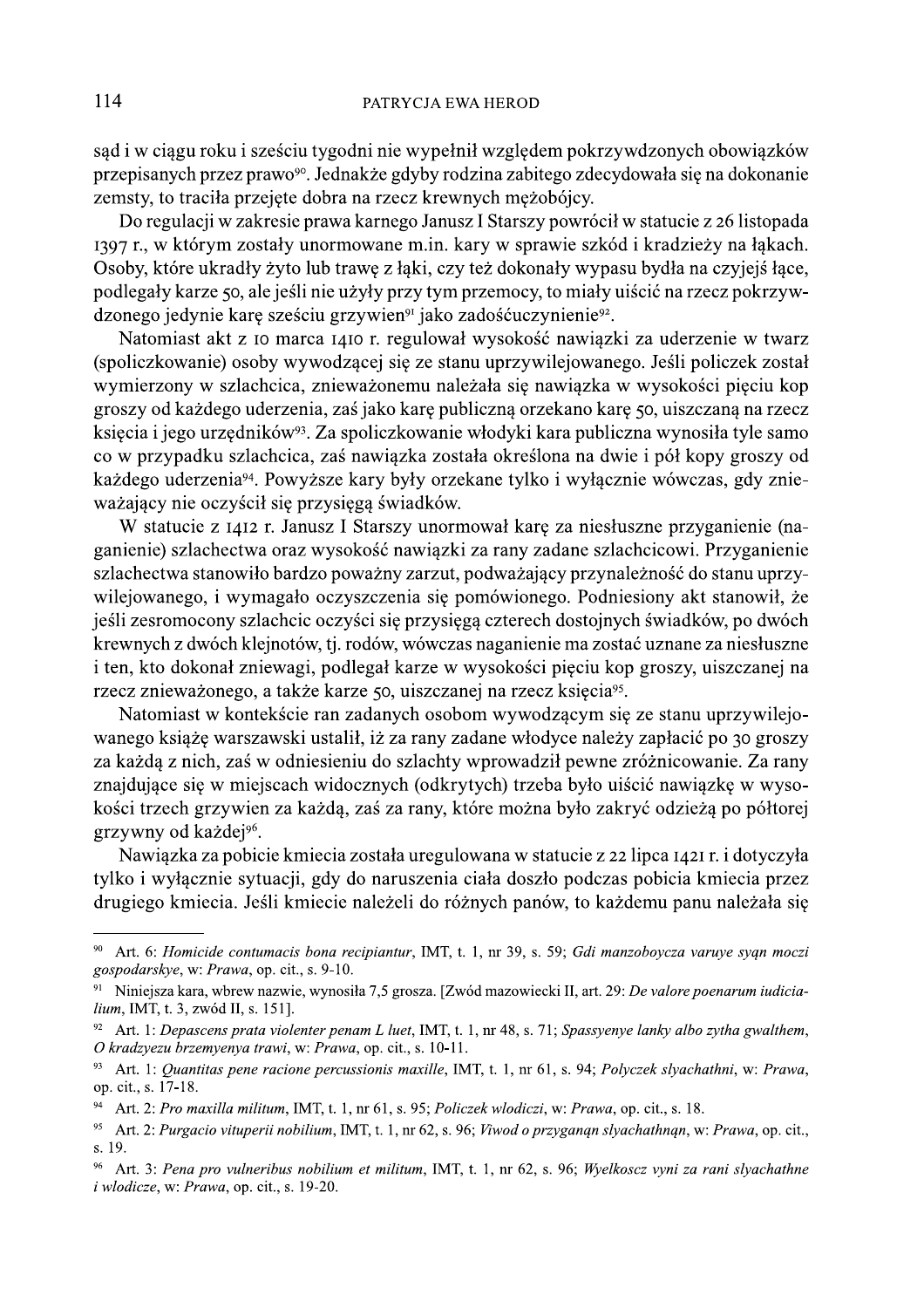sąd i w ciągu roku i sześciu tygodni nie wypełnił względem pokrzywdzonych obowiązków przepisanych przez prawo[90]. Jednakże gdyby rodzina zabitego zdecydowała się na dokonanie zemsty, to traciła przejęte dobra na rzecz krewnych mężobójcy.

Do regulacji w zakresie prawa karnego Janusz I Starszy powrócił w statucie z 26 listopada 1397 r., w którym zostały unormowane m.in. kary w sprawie szkód i kradzieży na łąkach. Osoby, które ukradły żyto lub trawę z łąki, czy też dokonały wypasu bydła na czyjejś łące, podlegały karze 50, ale jeśli nie użyły przy tym przemocy, to miały uiścić na rzecz pokrzywdzonego jedynie karę sześciu grzywien[91] jako zadośćuczynienie[92].

Natomiast akt z 10 marca 1410 r. regulował wysokość nawiązki za uderzenie w twarz (spoliczkowanie) osoby wywodzącej się ze stanu uprzywilejowanego. Jeśli policzek został wymierzony w szlachcica, znieważonemu należała się nawiązka w wysokości pięciu kop groszy od każdego uderzenia, zaś jako karę publiczną orzekano karę 50, uiszczaną na rzecz księcia i jego urzędników[93]. Za spoliczkowanie włodyki kara publiczna wynosiła tyle samo co w przypadku szlachcica, zaś nawiązka została określona na dwie i pół kopy groszy od każdego uderzenia[94]. Powyższe kary były orzekane tylko i wyłącznie wówczas, gdy znieważający nie oczyścił się przysięgą świadków.

W statucie z 1412 r. Janusz I Starszy unormował karę za niesłuszne przyganienie (naganienie) szlachectwa oraz wysokość nawiązki za rany zadane szlachcicowi. Przyganienie szlachectwa stanowiło bardzo poważny zarzut, podważający przynależność do stanu uprzywilejowanego, i wymagało oczyszczenia się pomówionego. Podniesiony akt stanowił, że jeśli zesromocony szlachcic oczyści się przysięgą czterech dostojnych świadków, po dwóch krewnych z dwóch klejnotów, tj. rodów, wówczas naganienie ma zostać uznane za niesłuszne i ten, kto dokonał zniewagi, podlegał karze w wysokości pięciu kop groszy, uiszczanej na rzecz znieważonego, a także karze 50, uiszczanej na rzecz księcia[95].

Natomiast w kontekście ran zadanych osobom wywodzącym się ze stanu uprzywilejowanego książę warszawski ustalił, iż za rany zadane włodyce należy zapłacić po 30 groszy za każdą z nich, zaś w odniesieniu do szlachty wprowadził pewne zróżnicowanie. Za rany znajdujące się w miejscach widocznych (odkrytych) trzeba było uiścić nawiązkę w wysokości trzech grzywien za każdą, zaś za rany, które można było zakryć odzieżą po półtorej grzywny od każdej[96].

Nawiązka za pobicie kmiecia została uregulowana w statucie z 22 lipca 1421 r. i dotyczyła tylko i wyłącznie sytuacji, gdy do naruszenia ciała doszło podczas pobicia kmiecia przez drugiego kmiecia. Jeśli kmiecie należeli do różnych panów, to każdemu panu należała się

---

[90] Art. 6: *Homicide contumacis bona recipiantur*, IMT, t. 1, nr 39, s. 59; *Gdi manzoboycza varuye syąn moczi gospodarskye*, w: *Prawa*, op. cit., s. 9-10.

[91] Niniejsza kara, wbrew nazwie, wynosiła 7,5 grosza. [Zwód mazowiecki II, art. 29: *De valore poenarum iudicialium*, IMT, t. 3, zwód II, s. 151].

[92] Art. 1: *Depascens prata violenter penam L luet*, IMT, t. 1, nr 48, s. 71; *Spassyenye lanky albo zytha gwalthem, O kradzyezu brzemyenya trawi*, w: *Prawa*, op. cit., s. 10-11.

[93] Art. 1: *Quantitas pene racione percussionis maxille*, IMT, t. 1, nr 61, s. 94; *Polyczek slyachathni*, w: *Prawa*, op. cit., s. 17-18.

[94] Art. 2: *Pro maxilla militum*, IMT, t. 1, nr 61, s. 95; *Policzek wlodiczi*, w: *Prawa*, op. cit., s. 18.

[95] Art. 2: *Purgacio vituperii nobilium*, IMT, t. 1, nr 62, s. 96; *Viwod o przyganąn slyachathnąn*, w: *Prawa*, op. cit., s. 19.

[96] Art. 3: *Pena pro vulneribus nobilium et militum*, IMT, t. 1, nr 62, s. 96; *Wyelkoscz vyni za rani slyachathne i wlodicze*, w: *Prawa*, op. cit., s. 19-20.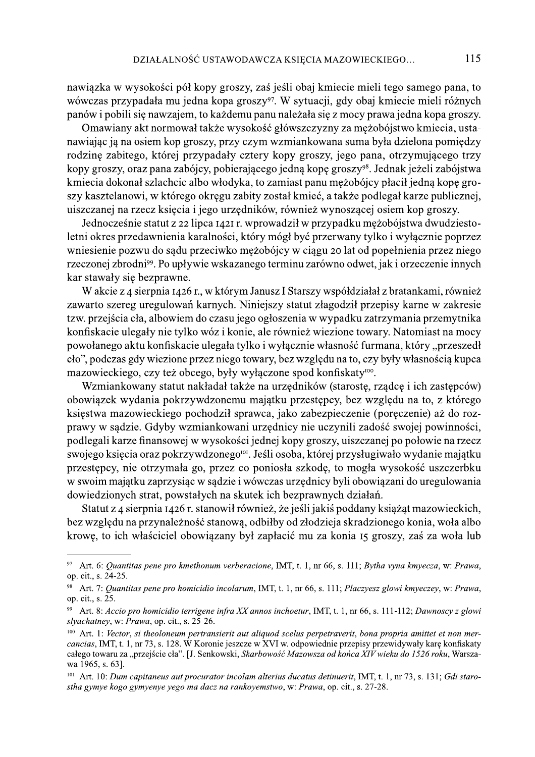nawiązka w wysokości pół kopy groszy, zaś jeśli obaj kmiecie mieli tego samego pana, to wówczas przypadała mu jedna kopa groszy[97]. W sytuacji, gdy obaj kmiecie mieli różnych panów i pobili się nawzajem, to każdemu panu należała się z mocy prawa jedna kopa groszy.

Omawiany akt normował także wysokość główszczyzny za mężobójstwo kmiecia, ustanawiając ją na osiem kop groszy, przy czym wzmiankowana suma była dzielona pomiędzy rodzinę zabitego, której przypadały cztery kopy groszy, jego pana, otrzymującego trzy kopy groszy, oraz pana zabójcy, pobierającego jedną kopę groszy[98]. Jednak jeżeli zabójstwa kmiecia dokonał szlachcic albo włodyka, to zamiast panu mężobójcy płacił jedną kopę groszy kasztelanowi, w którego okręgu zabity został kmieć, a także podlegał karze publicznej, uiszczanej na rzecz księcia i jego urzędników, również wynoszącej osiem kop groszy.

Jednocześnie statut z 22 lipca 1421 r. wprowadził w przypadku mężobójstwa dwudziestoletni okres przedawnienia karalności, który mógł być przerwany tylko i wyłącznie poprzez wniesienie pozwu do sądu przeciwko mężobójcy w ciągu 20 lat od popełnienia przez niego rzeczonej zbrodni[99]. Po upływie wskazanego terminu zarówno odwet, jak i orzeczenie innych kar stawały się bezprawne.

W akcie z 4 sierpnia 1426 r., w którym Janusz I Starszy współdziałał z bratankami, również zawarto szereg uregulowań karnych. Niniejszy statut złagodził przepisy karne w zakresie tzw. przejścia cła, albowiem do czasu jego ogłoszenia w wypadku zatrzymania przemytnika konfiskacie ulegały nie tylko wóz i konie, ale również wiezione towary. Natomiast na mocy powołanego aktu konfiskacie ulegała tylko i wyłącznie własność furmana, który „przeszedł cło", podczas gdy wiezione przez niego towary, bez względu na to, czy były własnością kupca mazowieckiego, czy też obcego, były wyłączone spod konfiskaty[100].

Wzmiankowany statut nakładał także na urzędników (starostę, rządcę i ich zastępców) obowiązek wydania pokrzywdzonemu majątku przestępcy, bez względu na to, z którego księstwa mazowieckiego pochodził sprawca, jako zabezpieczenie (poręczenie) aż do rozprawy w sądzie. Gdyby wzmiankowani urzędnicy nie uczynili zadość swojej powinności, podlegali karze finansowej w wysokości jednej kopy groszy, uiszczanej po połowie na rzecz swojego księcia oraz pokrzywdzonego[101]. Jeśli osoba, której przysługiwało wydanie majątku przestępcy, nie otrzymała go, przez co poniosła szkodę, to mogła wysokość uszczerbku w swoim majątku zaprzysiąc w sądzie i wówczas urzędnicy byli obowiązani do uregulowania dowiedzionych strat, powstałych na skutek ich bezprawnych działań.

Statut z 4 sierpnia 1426 r. stanowił również, że jeśli jakiś poddany książąt mazowieckich, bez względu na przynależność stanową, odbiłby od złodzieja skradzionego konia, woła albo krowę, to ich właściciel obowiązany był zapłacić mu za konia 15 groszy, zaś za woła lub

---

[97] Art. 6: *Quantitas pene pro kmethonum verberacione*, IMT, t. 1, nr 66, s. 111; *Bytha vyna kmyecza*, w: *Prawa*, op. cit., s. 24-25.

[98] Art. 7: *Quantitas pene pro homicidio incolarum*, IMT, t. 1, nr 66, s. 111; *Placzyesz glowi kmyeczey*, w: *Prawa*, op. cit., s. 25.

[99] Art. 8: *Accio pro homicidio terrigene infra XX annos inchoetur*, IMT, t. 1, nr 66, s. 111-112; *Dawnoscy z glowi slyachatney*, w: *Prawa*, op. cit., s. 25-26.

[100] Art. 1: *Vector, si theoloneum pertransierit aut aliquod scelus perpetraverit, bona propria amittet et non mercancias*, IMT, t. 1, nr 73, s. 128. W Koronie jeszcze w XVI w. odpowiednie przepisy przewidywały karę konfiskaty całego towaru za „przejście cła". [J. Senkowski, *Skarbowość Mazowsza od końca XIV wieku do 1526 roku*, Warszawa 1965, s. 63].

[101] Art. 10: *Dum capitaneus aut procurator incolam alterius ducatus detinuerit*, IMT, t. 1, nr 73, s. 131; *Gdi starostha gymye kogo gymyenye yego ma dacz na rankoyemstwo*, w: *Prawa*, op. cit., s. 27-28.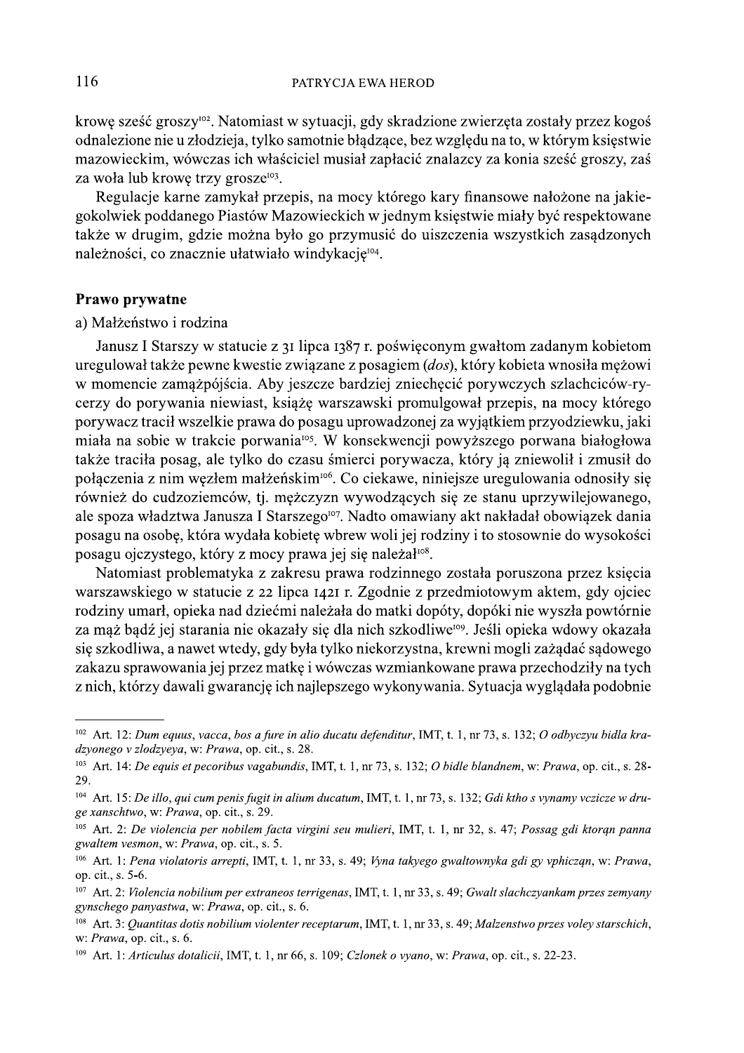krowę sześć groszy[102]. Natomiast w sytuacji, gdy skradzione zwierzęta zostały przez kogoś odnalezione nie u złodzieja, tylko samotnie błądzące, bez względu na to, w którym księstwie mazowieckim, wówczas ich właściciel musiał zapłacić znalazcy za konia sześć groszy, zaś za woła lub krowę trzy grosze[103].

Regulacje karne zamykał przepis, na mocy którego kary finansowe nałożone na jakiegokolwiek poddanego Piastów Mazowieckich w jednym księstwie miały być respektowane także w drugim, gdzie można było go przymusić do uiszczenia wszystkich zasądzonych należności, co znacznie ułatwiało windykację[104].

### Prawo prywatne

a) Małżeństwo i rodzina

Janusz I Starszy w statucie z 31 lipca 1387 r. poświęconym gwałtom zadanym kobietom uregulował także pewne kwestie związane z posagiem (*dos*), który kobieta wnosiła mężowi w momencie zamążpójścia. Aby jeszcze bardziej zniechęcić porywczych szlachciców-rycerzy do porywania niewiast, książę warszawski promulgował przepis, na mocy którego porywacz tracił wszelkie prawa do posagu uprowadzonej za wyjątkiem przyodziewku, jaki miała na sobie w trakcie porwania[105]. W konsekwencji powyższego porwana białogłowa także traciła posag, ale tylko do czasu śmierci porywacza, który ją zniewolił i zmusił do połączenia z nim węzłem małżeńskim[106]. Co ciekawe, niniejsze uregulowania odnosiły się również do cudzoziemców, tj. mężczyzn wywodzących się ze stanu uprzywilejowanego, ale spoza władztwa Janusza I Starszego[107]. Nadto omawiany akt nakładał obowiązek dania posagu na osobę, która wydała kobietę wbrew woli jej rodziny i to stosownie do wysokości posagu ojczystego, który z mocy prawa jej się należał[108].

Natomiast problematyka z zakresu prawa rodzinnego została poruszona przez księcia warszawskiego w statucie z 22 lipca 1421 r. Zgodnie z przedmiotowym aktem, gdy ojciec rodziny umarł, opieka nad dziećmi należała do matki dopóty, dopóki nie wyszła powtórnie za mąż bądź jej starania nie okazały się dla nich szkodliwe[109]. Jeśli opieka wdowy okazała się szkodliwa, a nawet wtedy, gdy była tylko niekorzystna, krewni mogli zażądać sądowego zakazu sprawowania jej przez matkę i wówczas wzmiankowane prawa przechodziły na tych z nich, którzy dawali gwarancję ich najlepszego wykonywania. Sytuacja wyglądała podobnie

---

[102] Art. 12: *Dum equus, vacca, bos a fure in alio ducatu defenditur*, IMT, t. 1, nr 73, s. 132; *O odbyczyu bidla kradzyonego v zlodzyeya*, w: *Prawa*, op. cit., s. 28.

[103] Art. 14: *De equis et pecoribus vagabundis*, IMT, t. 1, nr 73, s. 132; *O bidle blandnem*, w: *Prawa*, op. cit., s. 28-29.

[104] Art. 15: *De illo, qui cum penis fugit in alium ducatum*, IMT, t. 1, nr 73, s. 132; *Gdi ktho s vynamy vczicze w druge xanschtwo*, w: *Prawa*, op. cit., s. 29.

[105] Art. 2: *De violencia per nobilem facta virgini seu mulieri*, IMT, t. 1, nr 32, s. 47; *Possag gdi ktorąn panna gwaltem vesmon*, w: *Prawa*, op. cit., s. 5.

[106] Art. 1: *Pena violatoris arrepti*, IMT, t. 1, nr 33, s. 49; *Vyna takyego gwaltownyka gdi gy vphicząn*, w: *Prawa*, op. cit., s. 5-6.

[107] Art. 2: *Violencia nobilium per extraneos terrigenas*, IMT, t. 1, nr 33, s. 49; *Gwalt slachczyankam przes zemyany gynschego panyastwa*, w: *Prawa*, op. cit., s. 6.

[108] Art. 3: *Quantitas dotis nobilium violenter receptarum*, IMT, t. 1, nr 33, s. 49; *Malzenstwo przes voley starschich*, w: *Prawa*, op. cit., s. 6.

[109] Art. 1: *Articulus dotalicii*, IMT, t. 1, nr 66, s. 109; *Czlonek o vyano*, w: *Prawa*, op. cit., s. 22-23.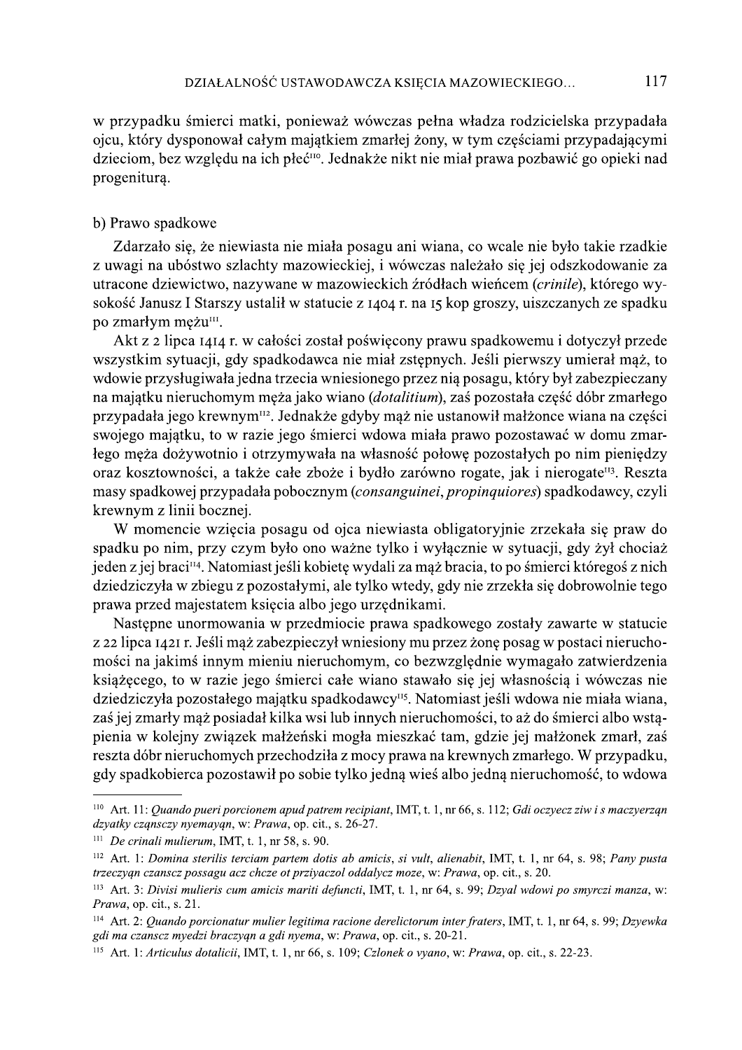w przypadku śmierci matki, ponieważ wówczas pełna władza rodzicielska przypadała ojcu, który dysponował całym majątkiem zmarłej żony, w tym częściami przypadającymi dzieciom, bez względu na ich płeć[110]. Jednakże nikt nie miał prawa pozbawić go opieki nad progeniturą.

b) Prawo spadkowe

Zdarzało się, że niewiasta nie miała posagu ani wiana, co wcale nie było takie rzadkie z uwagi na ubóstwo szlachty mazowieckiej, i wówczas należało się jej odszkodowanie za utracone dziewictwo, nazywane w mazowieckich źródłach wieńcem (*crinile*), którego wysokość Janusz I Starszy ustalił w statucie z 1404 r. na 15 kop groszy, uiszczanych ze spadku po zmarłym mężu[111].

Akt z 2 lipca 1414 r. w całości został poświęcony prawu spadkowemu i dotyczył przede wszystkim sytuacji, gdy spadkodawca nie miał zstępnych. Jeśli pierwszy umierał mąż, to wdowie przysługiwała jedna trzecia wniesionego przez nią posagu, który był zabezpieczany na majątku nieruchomym męża jako wiano (*dotalitium*), zaś pozostała część dóbr zmarłego przypadała jego krewnym[112]. Jednakże gdyby mąż nie ustanowił małżonce wiana na części swojego majątku, to w razie jego śmierci wdowa miała prawo pozostawać w domu zmarłego męża dożywotnio i otrzymywała na własność połowę pozostałych po nim pieniędzy oraz kosztowności, a także całe zboże i bydło zarówno rogate, jak i nierogate[113]. Reszta masy spadkowej przypadała pobocznym (*consanguinei*, *propinquiores*) spadkodawcy, czyli krewnym z linii bocznej.

W momencie wzięcia posagu od ojca niewiasta obligatoryjnie zrzekała się praw do spadku po nim, przy czym było ono ważne tylko i wyłącznie w sytuacji, gdy żył chociaż jeden z jej braci[114]. Natomiast jeśli kobietę wydali za mąż bracia, to po śmierci któregoś z nich dziedziczyła w zbiegu z pozostałymi, ale tylko wtedy, gdy nie zrzekła się dobrowolnie tego prawa przed majestatem księcia albo jego urzędnikami.

Następne unormowania w przedmiocie prawa spadkowego zostały zawarte w statucie z 22 lipca 1421 r. Jeśli mąż zabezpieczył wniesiony mu przez żonę posag w postaci nieruchomości na jakimś innym mieniu nieruchomym, co bezwzględnie wymagało zatwierdzenia książęcego, to w razie jego śmierci całe wiano stawało się jej własnością i wówczas nie dziedziczyła pozostałego majątku spadkodawcy[115]. Natomiast jeśli wdowa nie miała wiana, zaś jej zmarły mąż posiadał kilka wsi lub innych nieruchomości, to aż do śmierci albo wstąpienia w kolejny związek małżeński mogła mieszkać tam, gdzie jej małżonek zmarł, zaś reszta dóbr nieruchomych przechodziła z mocy prawa na krewnych zmarłego. W przypadku, gdy spadkobierca pozostawił po sobie tylko jedną wieś albo jedną nieruchomość, to wdowa

---

[110] Art. 11: *Quando pueri porcionem apud patrem recipiant*, IMT, t. 1, nr 66, s. 112; *Gdi oczyecz ziw i s maczyerząn dzyatky cząnsczy nyemayąn*, w: *Prawa*, op. cit., s. 26-27.

[111] *De crinali mulierum*, IMT, t. 1, nr 58, s. 90.

[112] Art. 1: *Domina sterilis terciam partem dotis ab amicis, si vult, alienabit*, IMT, t. 1, nr 64, s. 98; *Pany pusta trzeczyąn czanscz possagu acz chcze ot przyiaczol oddalycz moze*, w: *Prawa*, op. cit., s. 20.

[113] Art. 3: *Divisi mulieris cum amicis mariti defuncti*, IMT, t. 1, nr 64, s. 99; *Dzyal wdowi po smyrczi manza*, w: *Prawa*, op. cit., s. 21.

[114] Art. 2: *Quando porcionatur mulier legitima racione derelictorum inter fraters*, IMT, t. 1, nr 64, s. 99; *Dzyewka gdi ma czanscz myedzi braczyąn a gdi nyema*, w: *Prawa*, op. cit., s. 20-21.

[115] Art. 1: *Articulus dotalicii*, IMT, t. 1, nr 66, s. 109; *Czlonek o vyano*, w: *Prawa*, op. cit., s. 22-23.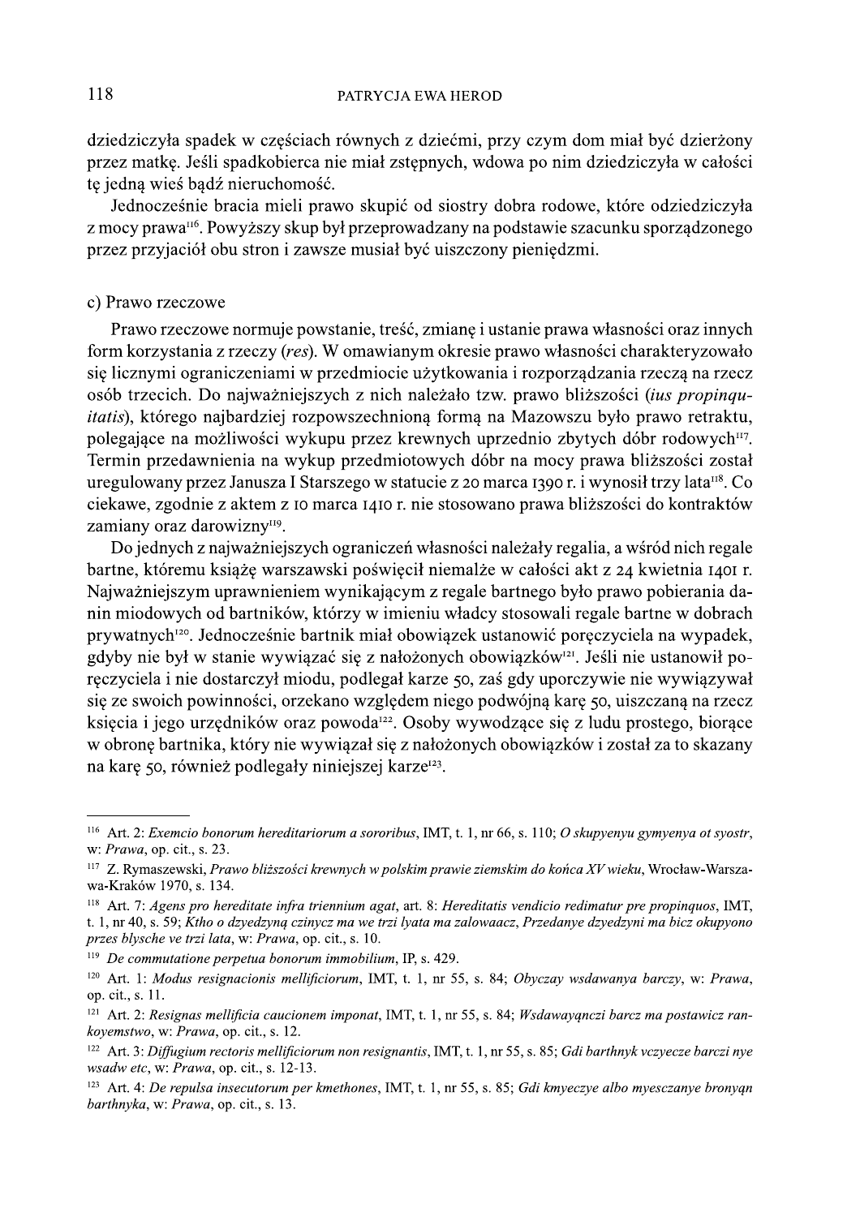dziedziczyła spadek w częściach równych z dziećmi, przy czym dom miał być dzierżony przez matkę. Jeśli spadkobierca nie miał zstępnych, wdowa po nim dziedziczyła w całości tę jedną wieś bądź nieruchomość.

Jednocześnie bracia mieli prawo skupić od siostry dobra rodowe, które odziedziczyła z mocy prawa[116]. Powyższy skup był przeprowadzany na podstawie szacunku sporządzonego przez przyjaciół obu stron i zawsze musiał być uiszczony pieniędzmi.

c) Prawo rzeczowe

Prawo rzeczowe normuje powstanie, treść, zmianę i ustanie prawa własności oraz innych form korzystania z rzeczy (*res*). W omawianym okresie prawo własności charakteryzowało się licznymi ograniczeniami w przedmiocie użytkowania i rozporządzania rzeczą na rzecz osób trzecich. Do najważniejszych z nich należało tzw. prawo bliższości (*ius propinquitatis*), którego najbardziej rozpowszechnioną formą na Mazowszu było prawo retraktu, polegające na możliwości wykupu przez krewnych uprzednio zbytych dóbr rodowych[117]. Termin przedawnienia na wykup przedmiotowych dóbr na mocy prawa bliższości został uregulowany przez Janusza I Starszego w statucie z 20 marca 1390 r. i wynosił trzy lata[118]. Co ciekawe, zgodnie z aktem z 10 marca 1410 r. nie stosowano prawa bliższości do kontraktów zamiany oraz darowizny[119].

Do jednych z najważniejszych ograniczeń własności należały regalia, a wśród nich regale bartne, któremu książę warszawski poświęcił niemalże w całości akt z 24 kwietnia 1401 r. Najważniejszym uprawnieniem wynikającym z regale bartnego było prawo pobierania danin miodowych od bartników, którzy w imieniu władcy stosowali regale bartne w dobrach prywatnych[120]. Jednocześnie bartnik miał obowiązek ustanowić poręczyciela na wypadek, gdyby nie był w stanie wywiązać się z nałożonych obowiązków[121]. Jeśli nie ustanowił poręczyciela i nie dostarczył miodu, podlegał karze 50, zaś gdy uporczywie nie wywiązywał się ze swoich powinności, orzekano względem niego podwójną karę 50, uiszczaną na rzecz księcia i jego urzędników oraz powoda[122]. Osoby wywodzące się z ludu prostego, biorące w obronę bartnika, który nie wywiązał się z nałożonych obowiązków i został za to skazany na karę 50, również podlegały niniejszej karze[123].

---

[116] Art. 2: *Exemcio bonorum hereditariorum a sororibus*, IMT, t. 1, nr 66, s. 110; *O skupyenyu gymyenya ot syostr*, w: *Prawa*, op. cit., s. 23.

[117] Z. Rymaszewski, *Prawo bliższości krewnych w polskim prawie ziemskim do końca XV wieku*, Wrocław-Warszawa-Kraków 1970, s. 134.

[118] Art. 7: *Agens pro hereditate infra triennium agat*, art. 8: *Hereditatis vendicio redimatur pre propinquos*, IMT, t. 1, nr 40, s. 59; *Ktho o dzyedzyną czinycz ma we trzi lyata ma zalowaacz*, *Przedanye dzyedzyni ma bicz okupyono przes blysche ve trzi lata*, w: *Prawa*, op. cit., s. 10.

[119] *De commutatione perpetua bonorum immobilium*, IP, s. 429.

[120] Art. 1: *Modus resignacionis mellificiorum*, IMT, t. 1, nr 55, s. 84; *Obyczay wsdawanya barczy*, w: *Prawa*, op. cit., s. 11.

[121] Art. 2: *Resignas mellificia caucionem imponat*, IMT, t. 1, nr 55, s. 84; *Wsdawayączi barcz ma postawicz rankoyemstwo*, w: *Prawa*, op. cit., s. 12.

[122] Art. 3: *Diffugium rectoris mellificiorum non resignantis*, IMT, t. 1, nr 55, s. 85; *Gdi barthnyk vczyecze barczi nye wsadw etc*, w: *Prawa*, op. cit., s. 12-13.

[123] Art. 4: *De repulsa insecutorum per kmethones*, IMT, t. 1, nr 55, s. 85; *Gdi kmyeczye albo myesczanye bronyąn barthnyka*, w: *Prawa*, op. cit., s. 13.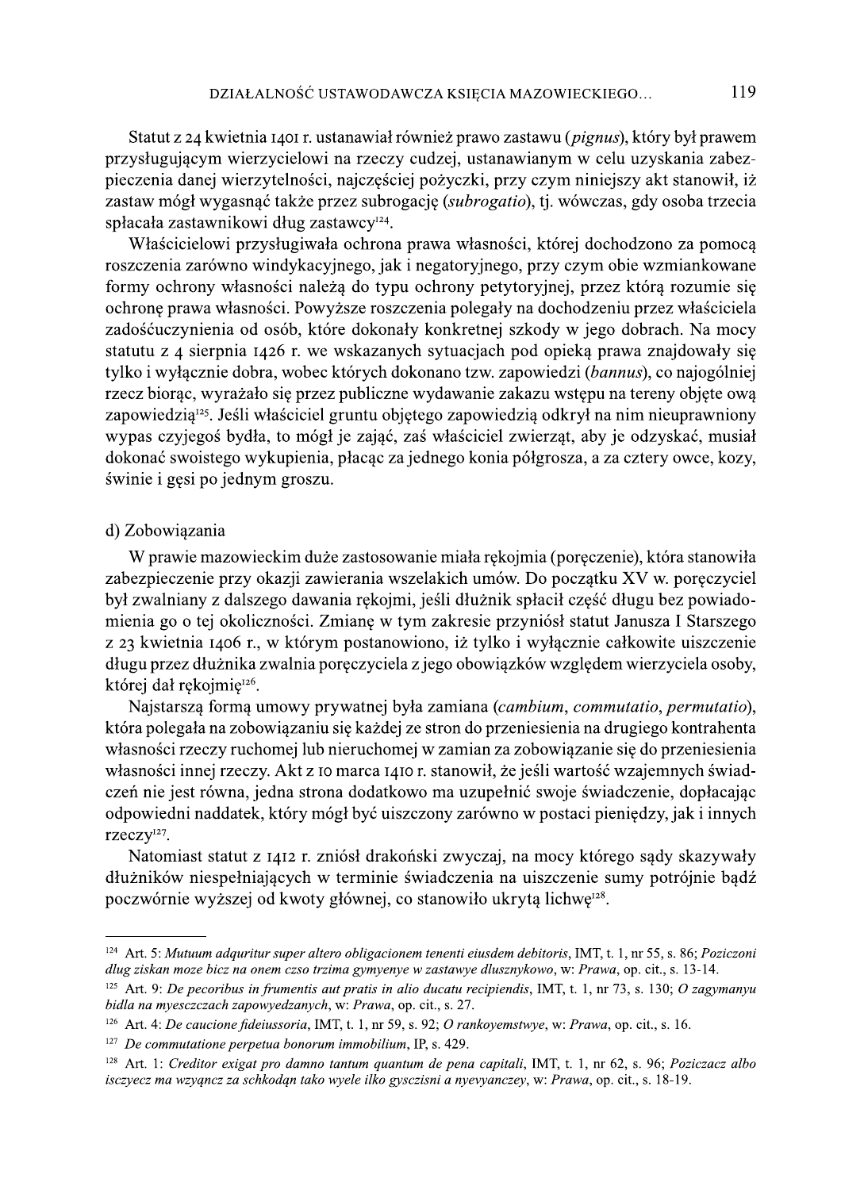Statut z 24 kwietnia 1401 r. ustanawiał również prawo zastawu (*pignus*), który był prawem przysługującym wierzycielowi na rzeczy cudzej, ustanawianym w celu uzyskania zabezpieczenia danej wierzytelności, najczęściej pożyczki, przy czym niniejszy akt stanowił, iż zastaw mógł wygasnąć także przez subrogację (*subrogatio*), tj. wówczas, gdy osoba trzecia spłacała zastawnikowi dług zastawcy[124].

Właścicielowi przysługiwała ochrona prawa własności, której dochodzono za pomocą roszczenia zarówno windykacyjnego, jak i negatoryjnego, przy czym obie wzmiankowane formy ochrony własności należą do typu ochrony petytoryjnej, przez którą rozumie się ochronę prawa własności. Powyższe roszczenia polegały na dochodzeniu przez właściciela zadośćuczynienia od osób, które dokonały konkretnej szkody w jego dobrach. Na mocy statutu z 4 sierpnia 1426 r. we wskazanych sytuacjach pod opieką prawa znajdowały się tylko i wyłącznie dobra, wobec których dokonano tzw. zapowiedzi (*bannus*), co najogólniej rzecz biorąc, wyrażało się przez publiczne wydawanie zakazu wstępu na tereny objęte ową zapowiedzią[125]. Jeśli właściciel gruntu objętego zapowiedzią odkrył na nim nieuprawniony wypas czyjegoś bydła, to mógł je zająć, zaś właściciel zwierząt, aby je odzyskać, musiał dokonać swoistego wykupienia, płacąc za jednego konia półgrosza, a za cztery owce, kozy, świnie i gęsi po jednym groszu.

d) Zobowiązania

W prawie mazowieckim duże zastosowanie miała rękojmia (poręczenie), która stanowiła zabezpieczenie przy okazji zawierania wszelakich umów. Do początku XV w. poręczyciel był zwalniany z dalszego dawania rękojmi, jeśli dłużnik spłacił część długu bez powiadomienia go o tej okoliczności. Zmianę w tym zakresie przyniósł statut Janusza I Starszego z 23 kwietnia 1406 r., w którym postanowiono, iż tylko i wyłącznie całkowite uiszczenie długu przez dłużnika zwalnia poręczyciela z jego obowiązków względem wierzyciela osoby, której dał rękojmię[126].

Najstarszą formą umowy prywatnej była zamiana (*cambium*, *commutatio*, *permutatio*), która polegała na zobowiązaniu się każdej ze stron do przeniesienia na drugiego kontrahenta własności rzeczy ruchomej lub nieruchomej w zamian za zobowiązanie się do przeniesienia własności innej rzeczy. Akt z 10 marca 1410 r. stanowił, że jeśli wartość wzajemnych świadczeń nie jest równa, jedna strona dodatkowo ma uzupełnić swoje świadczenie, dopłacając odpowiedni naddatek, który mógł być uiszczony zarówno w postaci pieniędzy, jak i innych rzeczy[127].

Natomiast statut z 1412 r. zniósł drakoński zwyczaj, na mocy którego sądy skazywały dłużników niespełniających w terminie świadczenia na uiszczenie sumy potrójnie bądź poczwórnie wyższej od kwoty głównej, co stanowiło ukrytą lichwę[128].

---

[124] Art. 5: *Mutuum adquritur super altero obligacionem tenenti eiusdem debitoris*, IMT, t. 1, nr 55, s. 86; *Poziczoni dlug ziskan moze bicz na onem czso trzima gymyenye w zastawye dlusznykowo*, w: *Prawa*, op. cit., s. 13-14.

[125] Art. 9: *De pecoribus in frumentis aut pratis in alio ducatu recipiendis*, IMT, t. 1, nr 73, s. 130; *O zagymanyu bidla na myesczczach zapowyedzanych*, w: *Prawa*, op. cit., s. 27.

[126] Art. 4: *De caucione fideiussoria*, IMT, t. 1, nr 59, s. 92; *O rankoyemstwye*, w: *Prawa*, op. cit., s. 16.

[127] *De commutatione perpetua bonorum immobilium*, IP, s. 429.

[128] Art. 1: *Creditor exigat pro damno tantum quantum de pena capitali*, IMT, t. 1, nr 62, s. 96; *Poziczacz albo isczyecz ma wzyąncz za schkodąn tako wyele ilko gysczisni a nyevyanczey*, w: *Prawa*, op. cit., s. 18-19.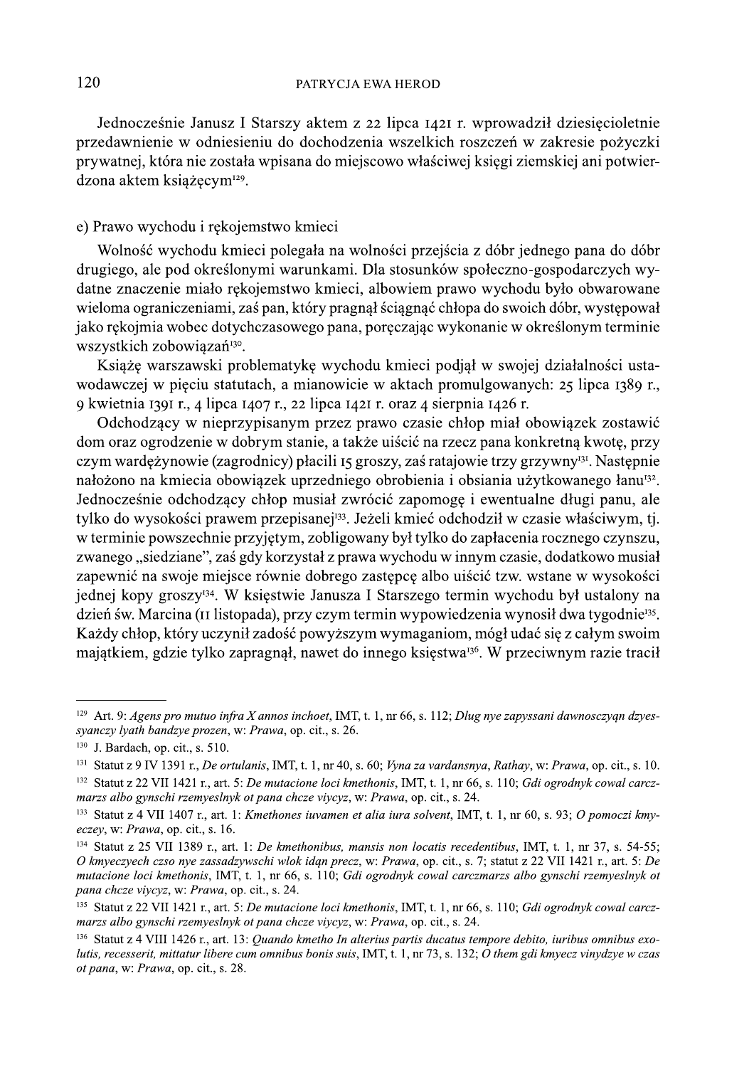Jednocześnie Janusz I Starszy aktem z 22 lipca 1421 r. wprowadził dziesięcioletnie przedawnienie w odniesieniu do dochodzenia wszelkich roszczeń w zakresie pożyczki prywatnej, która nie została wpisana do miejscowo właściwej księgi ziemskiej ani potwierdzona aktem książęcym[129].

e) Prawo wychodu i rękojemstwo kmieci

Wolność wychodu kmieci polegała na wolności przejścia z dóbr jednego pana do dóbr drugiego, ale pod określonymi warunkami. Dla stosunków społeczno-gospodarczych wydatne znaczenie miało rękojemstwo kmieci, albowiem prawo wychodu było obwarowane wieloma ograniczeniami, zaś pan, który pragnął ściągnąć chłopa do swoich dóbr, występował jako rękojmia wobec dotychczasowego pana, poręczając wykonanie w określonym terminie wszystkich zobowiązań[130].

Książę warszawski problematykę wychodu kmieci podjął w swojej działalności ustawodawczej w pięciu statutach, a mianowicie w aktach promulgowanych: 25 lipca 1389 r., 9 kwietnia 1391 r., 4 lipca 1407 r., 22 lipca 1421 r. oraz 4 sierpnia 1426 r.

Odchodzący w nieprzypisanym przez prawo czasie chłop miał obowiązek zostawić dom oraz ogrodzenie w dobrym stanie, a także uiścić na rzecz pana konkretną kwotę, przy czym wardężynowie (zagrodnicy) płacili 15 groszy, zaś ratajowie trzy grzywny[131]. Następnie nałożono na kmiecia obowiązek uprzedniego obrobienia i obsiania użytkowanego łanu[132]. Jednocześnie odchodzący chłop musiał zwrócić zapomogę i ewentualne długi panu, ale tylko do wysokości prawem przepisanej[133]. Jeżeli kmieć odchodził w czasie właściwym, tj. w terminie powszechnie przyjętym, zobligowany był tylko do zapłacenia rocznego czynszu, zwanego „siedziane", zaś gdy korzystał z prawa wychodu w innym czasie, dodatkowo musiał zapewnić na swoje miejsce równie dobrego zastępcę albo uiścić tzw. wstane w wysokości jednej kopy groszy[134]. W księstwie Janusza I Starszego termin wychodu był ustalony na dzień św. Marcina (11 listopada), przy czym termin wypowiedzenia wynosił dwa tygodnie[135]. Każdy chłop, który uczynił zadość powyższym wymaganiom, mógł udać się z całym swoim majątkiem, gdzie tylko zapragnął, nawet do innego księstwa[136]. W przeciwnym razie tracił

---

[129] Art. 9: *Agens pro mutuo infra X annos inchoet*, IMT, t. 1, nr 66, s. 112; *Dlug nye zapyssani dawnosczyąn dzyessyanczy lyath bandzye prozen*, w: *Prawa*, op. cit., s. 26.

[130] J. Bardach, op. cit., s. 510.

[131] Statut z 9 IV 1391 r., *De ortulanis*, IMT, t. 1, nr 40, s. 60; *Vyna za vardansnya, Rathay*, w: *Prawa*, op. cit., s. 10.

[132] Statut z 22 VII 1421 r., art. 5: *De mutacione loci kmethonis*, IMT, t. 1, nr 66, s. 110; *Gdi ogrodnyk cowal carczmarzs albo gynschi rzemyeslnyk ot pana chcze viycyz*, w: *Prawa*, op. cit., s. 24.

[133] Statut z 4 VII 1407 r., art. 1: *Kmethones iuvamen et alia iura solvent*, IMT, t. 1, nr 60, s. 93; *O pomoczi kmyeczey*, w: *Prawa*, op. cit., s. 16.

[134] Statut z 25 VII 1389 r., art. 1: *De kmethonibus, mansis non locatis recedentibus*, IMT, t. 1, nr 37, s. 54-55; *O kmyeczyech czso nye zassadzywschi wlok idąn precz*, w: *Prawa*, op. cit., s. 7; statut z 22 VII 1421 r., art. 5: *De mutacione loci kmethonis*, IMT, t. 1, nr 66, s. 110; *Gdi ogrodnyk cowal carczmarzs albo gynschi rzemyeslnyk ot pana chcze viycyz*, w: *Prawa*, op. cit., s. 24.

[135] Statut z 22 VII 1421 r., art. 5: *De mutacione loci kmethonis*, IMT, t. 1, nr 66, s. 110; *Gdi ogrodnyk cowal carczmarzs albo gynschi rzemyeslnyk ot pana chcze viycyz*, w: *Prawa*, op. cit., s. 24.

[136] Statut z 4 VIII 1426 r., art. 13: *Quando kmetho In alterius partis ducatus tempore debito, iuribus omnibus exolutis, recesserit, mittatur libere cum omnibus bonis suis*, IMT, t. 1, nr 73, s. 132; *O them gdi kmyecz vinydzye w czas ot pana*, w: *Prawa*, op. cit., s. 28.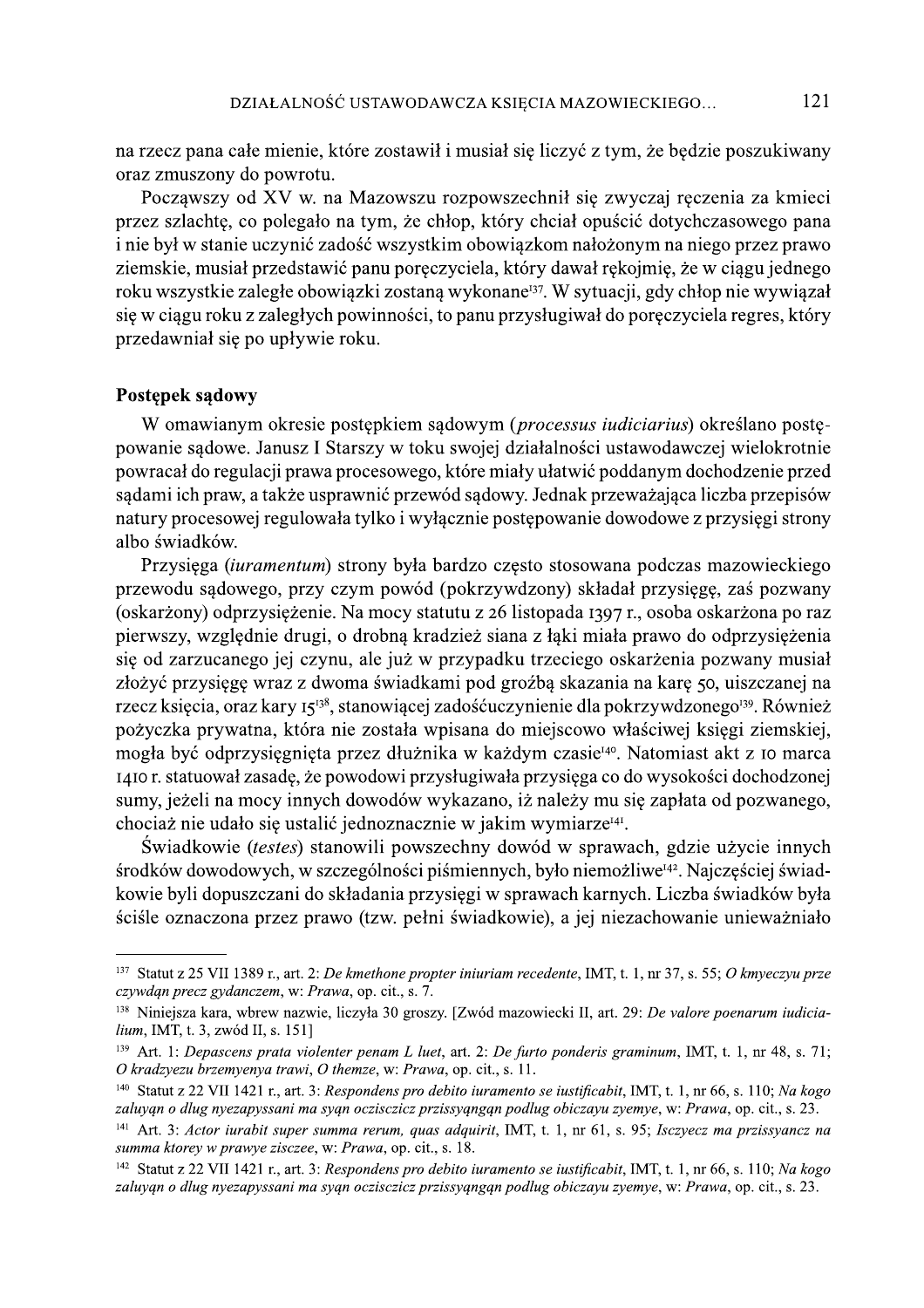na rzecz pana całe mienie, które zostawił i musiał się liczyć z tym, że będzie poszukiwany oraz zmuszony do powrotu.

Począwszy od XV w. na Mazowszu rozpowszechnił się zwyczaj ręczenia za kmieci przez szlachtę, co polegało na tym, że chłop, który chciał opuścić dotychczasowego pana i nie był w stanie uczynić zadość wszystkim obowiązkom nałożonym na niego przez prawo ziemskie, musiał przedstawić panu poręczyciela, który dawał rękojmię, że w ciągu jednego roku wszystkie zaległe obowiązki zostaną wykonane[137]. W sytuacji, gdy chłop nie wywiązał się w ciągu roku z zaległych powinności, to panu przysługiwał do poręczyciela regres, który przedawniał się po upływie roku.

## Postępek sądowy

W omawianym okresie postępkiem sądowym (*processus iudiciarius*) określano postępowanie sądowe. Janusz I Starszy w toku swojej działalności ustawodawczej wielokrotnie powracał do regulacji prawa procesowego, które miały ułatwić poddanym dochodzenie przed sądami ich praw, a także usprawnić przewód sądowy. Jednak przeważająca liczba przepisów natury procesowej regulowała tylko i wyłącznie postępowanie dowodowe z przysięgi strony albo świadków.

Przysięga (*iuramentum*) strony była bardzo często stosowana podczas mazowieckiego przewodu sądowego, przy czym powód (pokrzywdzony) składał przysięgę, zaś pozwany (oskarżony) odprzysiężenie. Na mocy statutu z 26 listopada 1397 r., osoba oskarżona po raz pierwszy, względnie drugi, o drobną kradzież siana z łąki miała prawo do odprzysiężenia się od zarzucanego jej czynu, ale już w przypadku trzeciego oskarżenia pozwany musiał złożyć przysięgę wraz z dwoma świadkami pod groźbą skazania na karę 50, uiszczanej na rzecz księcia, oraz kary 15[138], stanowiącej zadośćuczynienie dla pokrzywdzonego[139]. Również pożyczka prywatna, która nie została wpisana do miejscowo właściwej księgi ziemskiej, mogła być odprzysięgnięta przez dłużnika w każdym czasie[140]. Natomiast akt z 10 marca 1410 r. statuował zasadę, że powodowi przysługiwała przysięga co do wysokości dochodzonej sumy, jeżeli na mocy innych dowodów wykazano, iż należy mu się zapłata od pozwanego, chociaż nie udało się ustalić jednoznacznie w jakim wymiarze[141].

Świadkowie (*testes*) stanowili powszechny dowód w sprawach, gdzie użycie innych środków dowodowych, w szczególności piśmiennych, było niemożliwe[142]. Najczęściej świadkowie byli dopuszczani do składania przysięgi w sprawach karnych. Liczba świadków była ściśle oznaczona przez prawo (tzw. pełni świadkowie), a jej niezachowanie unieważniało

---

[137] Statut z 25 VII 1389 r., art. 2: *De kmethone propter iniuriam recedente*, IMT, t. 1, nr 37, s. 55; *O kmyeczyu prze czywdąn precz gydanczem*, w: *Prawa*, op. cit., s. 7.

[138] Niniejsza kara, wbrew nazwie, liczyła 30 groszy. [Zwód mazowiecki II, art. 29: *De valore poenarum iudicialium*, IMT, t. 3, zwód II, s. 151]

[139] Art. 1: *Depascens prata violenter penam L luet*, art. 2: *De furto ponderis graminum*, IMT, t. 1, nr 48, s. 71; *O kradzyezu brzemyenya trawi*, *O themze*, w: *Prawa*, op. cit., s. 11.

[140] Statut z 22 VII 1421 r., art. 3: *Respondens pro debito iuramento se iustificabit*, IMT, t. 1, nr 66, s. 110; *Na kogo zaluyąn o dlug nyezapyssani ma syąn oczisczicz przissyąngąn podlug obiczayu zyemye*, w: *Prawa*, op. cit., s. 23.

[141] Art. 3: *Actor iurabit super summa rerum, quas adquirit*, IMT, t. 1, nr 61, s. 95; *Isczyecz ma przissyancz na summa ktorey w prawye zisczee*, w: *Prawa*, op. cit., s. 18.

[142] Statut z 22 VII 1421 r., art. 3: *Respondens pro debito iuramento se iustificabit*, IMT, t. 1, nr 66, s. 110; *Na kogo zaluyąn o dlug nyezapyssani ma syąn oczisczicz przissyąngąn podlug obiczayu zyemye*, w: *Prawa*, op. cit., s. 23.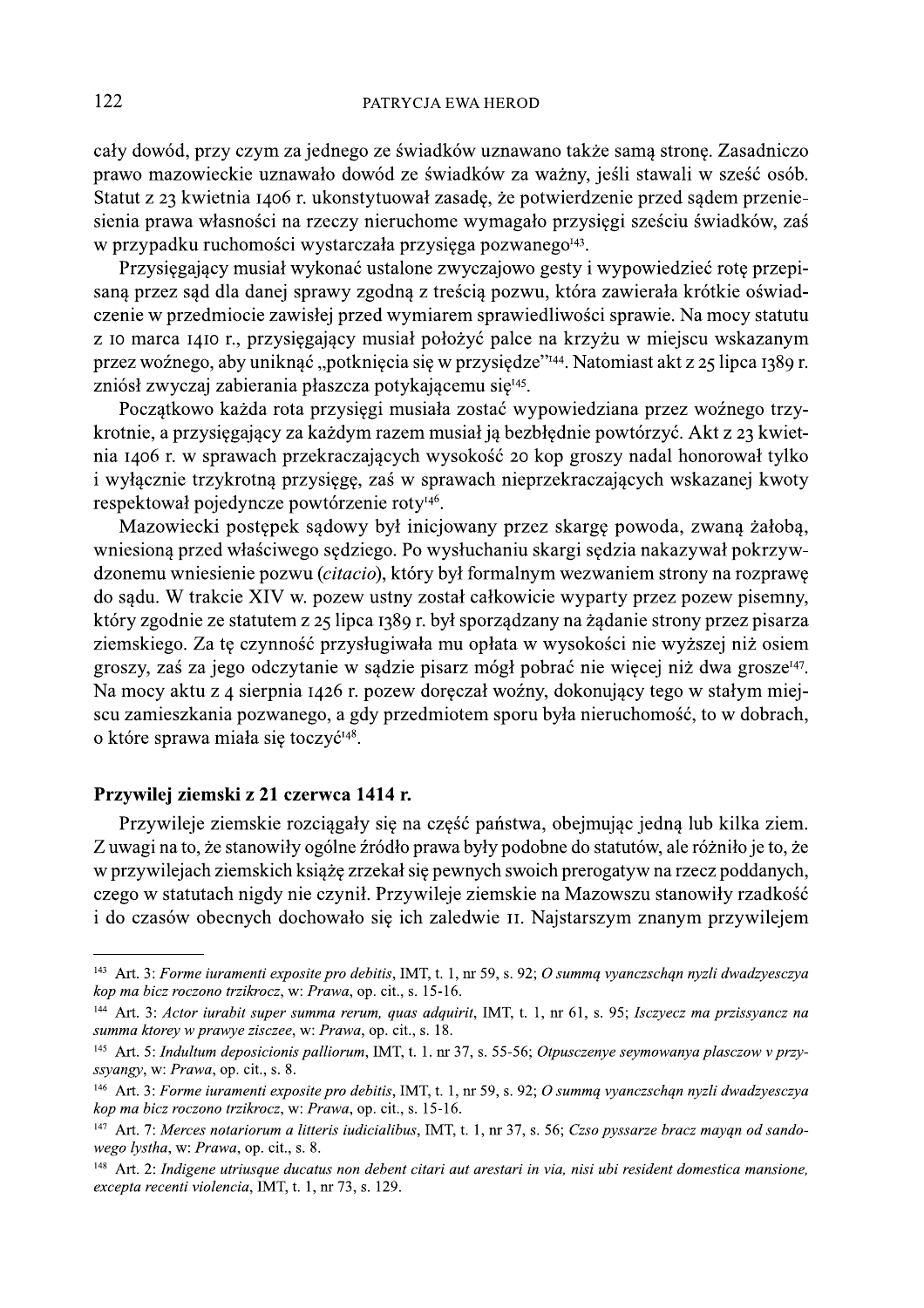cały dowód, przy czym za jednego ze świadków uznawano także samą stronę. Zasadniczo prawo mazowieckie uznawało dowód ze świadków za ważny, jeśli stawali w sześć osób. Statut z 23 kwietnia 1406 r. ukonstytuował zasadę, że potwierdzenie przed sądem przeniesienia prawa własności na rzeczy nieruchome wymagało przysięgi sześciu świadków, zaś w przypadku ruchomości wystarczała przysięga pozwanego[143].

Przysięgający musiał wykonać ustalone zwyczajowo gesty i wypowiedzieć rotę przepisaną przez sąd dla danej sprawy zgodną z treścią pozwu, która zawierała krótkie oświadczenie w przedmiocie zawisłej przed wymiarem sprawiedliwości sprawie. Na mocy statutu z 10 marca 1410 r., przysięgający musiał położyć palce na krzyżu w miejscu wskazanym przez woźnego, aby uniknąć „potknięcia się w przysiędze"[144]. Natomiast akt z 25 lipca 1389 r. zniósł zwyczaj zabierania płaszcza potykającemu się[145].

Początkowo każda rota przysięgi musiała zostać wypowiedziana przez woźnego trzykrotnie, a przysięgający za każdym razem musiał ją bezbłędnie powtórzyć. Akt z 23 kwietnia 1406 r. w sprawach przekraczających wysokość 20 kop groszy nadal honorował tylko i wyłącznie trzykrotną przysięgę, zaś w sprawach nieprzekraczających wskazanej kwoty respektował pojedyncze powtórzenie roty[146].

Mazowiecki postępek sądowy był inicjowany przez skargę powoda, zwaną żałobą, wniesioną przed właściwego sędziego. Po wysłuchaniu skargi sędzia nakazywał pokrzywdzonemu wniesienie pozwu (*citacio*), który był formalnym wezwaniem strony na rozprawę do sądu. W trakcie XIV w. pozew ustny został całkowicie wyparty przez pozew pisemny, który zgodnie ze statutem z 25 lipca 1389 r. był sporządzany na żądanie strony przez pisarza ziemskiego. Za tę czynność przysługiwała mu opłata w wysokości nie wyższej niż osiem groszy, zaś za jego odczytanie w sądzie pisarz mógł pobrać nie więcej niż dwa grosze[147]. Na mocy aktu z 4 sierpnia 1426 r. pozew doręczał woźny, dokonujący tego w stałym miejscu zamieszkania pozwanego, a gdy przedmiotem sporu była nieruchomość, to w dobrach, o które sprawa miała się toczyć[148].

### Przywilej ziemski z 21 czerwca 1414 r.

Przywileje ziemskie rozciągały się na część państwa, obejmując jedną lub kilka ziem. Z uwagi na to, że stanowiły ogólne źródło prawa były podobne do statutów, ale różniło je to, że w przywilejach ziemskich książę zrzekał się pewnych swoich prerogatyw na rzecz poddanych, czego w statutach nigdy nie czynił. Przywileje ziemskie na Mazowszu stanowiły rzadkość i do czasów obecnych dochowało się ich zaledwie 11. Najstarszym znanym przywilejem

---

[143] Art. 3: *Forme iuramenti exposite pro debitis*, IMT, t. 1, nr 59, s. 92; *O summą vyanczschąn nyzli dwadzyesczya kop ma bicz roczono trzikrocz*, w: *Prawa*, op. cit., s. 15-16.

[144] Art. 3: *Actor iurabit super summa rerum, quas adquirit*, IMT, t. 1, nr 61, s. 95; *Isczyecz ma przissyancz na summa ktorey w prawye ziscze*, w: *Prawa*, op. cit., s. 18.

[145] Art. 5: *Indultum deposicionis palliorum*, IMT, t. 1. nr 37, s. 55-56; *Otpusczenye seymowanya plasczow v przyssyangy*, w: *Prawa*, op. cit., s. 8.

[146] Art. 3: *Forme iuramenti exposite pro debitis*, IMT, t. 1, nr 59, s. 92; *O summą vyanczschąn nyzli dwadzyesczya kop ma bicz roczono trzikrocz*, w: *Prawa*, op. cit., s. 15-16.

[147] Art. 7: *Merces notariorum a litteris iudicialibus*, IMT, t. 1, nr 37, s. 56; *Czso pyssarze bracz mayąn od sandowego lystha*, w: *Prawa*, op. cit., s. 8.

[148] Art. 2: *Indigene utriusque ducatus non debent citari aut arestari in via, nisi ubi resident domestica mansione, excepta recenti violencia*, IMT, t. 1, nr 73, s. 129.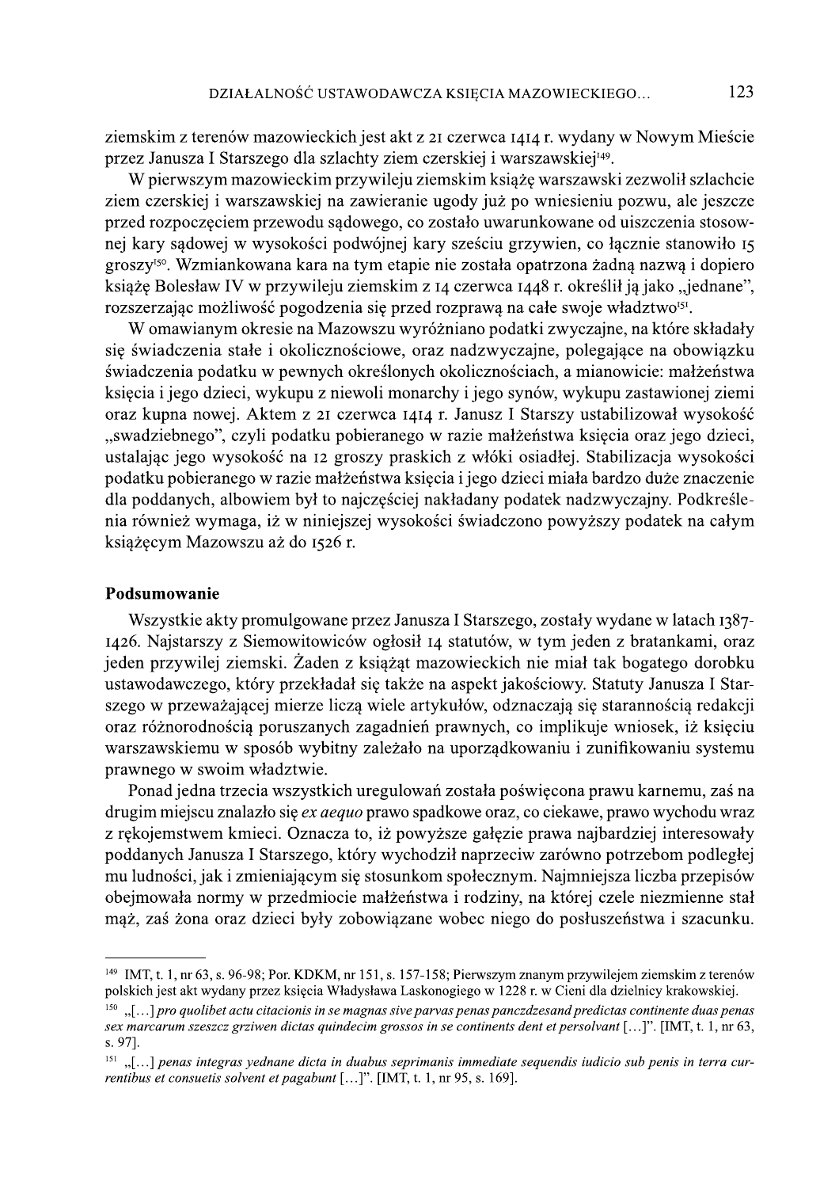ziemskim z terenów mazowieckich jest akt z 21 czerwca 1414 r. wydany w Nowym Mieście przez Janusza I Starszego dla szlachty ziem czerskiej i warszawskiej[149].

W pierwszym mazowieckim przywileju ziemskim książę warszawski zezwolił szlachcie ziem czerskiej i warszawskiej na zawieranie ugody już po wniesieniu pozwu, ale jeszcze przed rozpoczęciem przewodu sądowego, co zostało uwarunkowane od uiszczenia stosownej kary sądowej w wysokości podwójnej kary sześciu grzywien, co łącznie stanowiło 15 groszy[150]. Wzmiankowana kara na tym etapie nie została opatrzona żadną nazwą i dopiero książę Bolesław IV w przywileju ziemskim z 14 czerwca 1448 r. określił ją jako „jednane", rozszerzając możliwość pogodzenia się przed rozprawą na całe swoje władztwo[151].

W omawianym okresie na Mazowszu wyróżniano podatki zwyczajne, na które składały się świadczenia stałe i okolicznościowe, oraz nadzwyczajne, polegające na obowiązku świadczenia podatku w pewnych określonych okolicznościach, a mianowicie: małżeństwa księcia i jego dzieci, wykupu z niewoli monarchy i jego synów, wykupu zastawionej ziemi oraz kupna nowej. Aktem z 21 czerwca 1414 r. Janusz I Starszy ustabilizował wysokość „swadziebnego", czyli podatku pobieranego w razie małżeństwa księcia oraz jego dzieci, ustalając jego wysokość na 12 groszy praskich z włóki osiadłej. Stabilizacja wysokości podatku pobieranego w razie małżeństwa księcia i jego dzieci miała bardzo duże znaczenie dla poddanych, albowiem był to najczęściej nakładany podatek nadzwyczajny. Podkreślenia również wymaga, iż w niniejszej wysokości świadczono powyższy podatek na całym książęcym Mazowszu aż do 1526 r.

## Podsumowanie

Wszystkie akty promulgowane przez Janusza I Starszego, zostały wydane w latach 1387-1426. Najstarszy z Siemowitowiców ogłosił 14 statutów, w tym jeden z bratankami, oraz jeden przywilej ziemski. Żaden z książąt mazowieckich nie miał tak bogatego dorobku ustawodawczego, który przekładał się także na aspekt jakościowy. Statuty Janusza I Starszego w przeważającej mierze liczą wiele artykułów, odznaczają się starannością redakcji oraz różnorodnością poruszanych zagadnień prawnych, co implikuje wniosek, iż księciu warszawskiemu w sposób wybitny zależało na uporządkowaniu i zunifikowaniu systemu prawnego w swoim władztwie.

Ponad jedna trzecia wszystkich uregulowań została poświęcona prawu karnemu, zaś na drugim miejscu znalazło się *ex aequo* prawo spadkowe oraz, co ciekawe, prawo wychodu wraz z rękojemstwem kmieci. Oznacza to, iż powyższe gałęzie prawa najbardziej interesowały poddanych Janusza I Starszego, który wychodził naprzeciw zarówno potrzebom podległej mu ludności, jak i zmieniającym się stosunkom społecznym. Najmniejsza liczba przepisów obejmowała normy w przedmiocie małżeństwa i rodziny, na której czele niezmiennie stał mąż, zaś żona oraz dzieci były zobowiązane wobec niego do posłuszeństwa i szacunku.

---

[149] IMT, t. 1, nr 63, s. 96-98; Por. KDKM, nr 151, s. 157-158; Pierwszym znanym przywilejem ziemskim z terenów polskich jest akt wydany przez księcia Władysława Laskonogiego w 1228 r. w Cieni dla dzielnicy krakowskiej.

[150] „[…] *pro quolibet actu citacionis in se magnas sive parvas penas panczdzesand predictas continente duas penas sex marcarum szeszcz grziwen dictas quindecim grossos in se continents dent et persolvant* […]". [IMT, t. 1, nr 63, s. 97].

[151] „[…] *penas integras yednane dicta in duabus seprimanis immediate sequendis iudicio sub penis in terra currentibus et consuetis solvent et pagabunt* […]". [IMT, t. 1, nr 95, s. 169].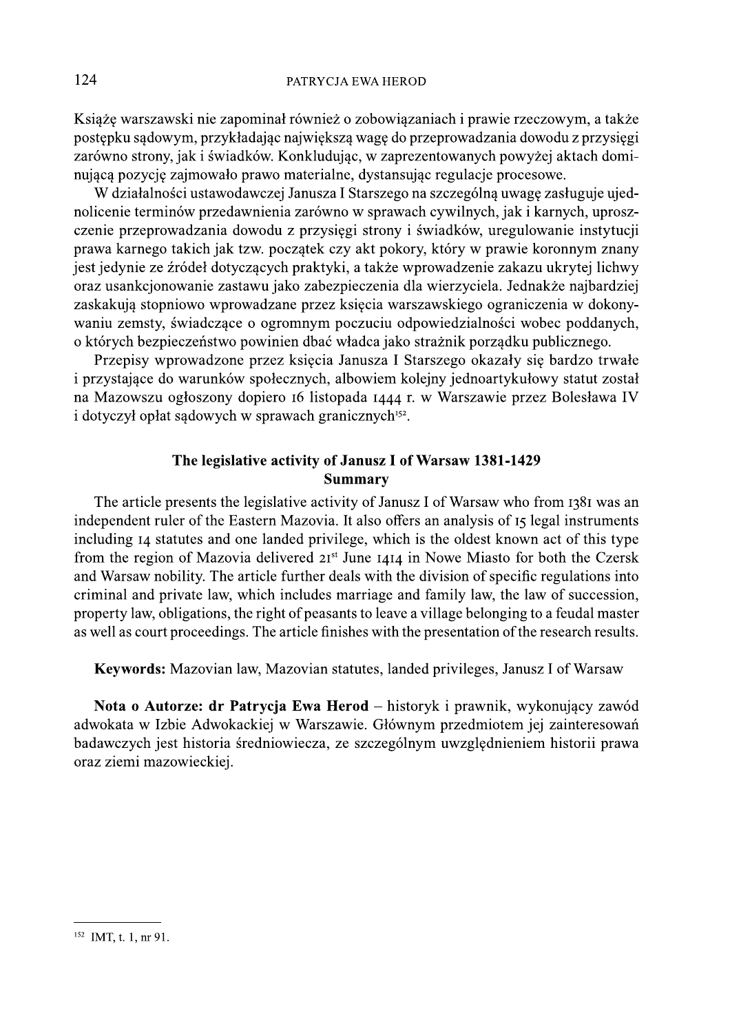Książę warszawski nie zapominał również o zobowiązaniach i prawie rzeczowym, a także postępku sądowym, przykładając największą wagę do przeprowadzania dowodu z przysięgi zarówno strony, jak i świadków. Konkludując, w zaprezentowanych powyżej aktach dominującą pozycję zajmowało prawo materialne, dystansując regulacje procesowe.

W działalności ustawodawczej Janusza I Starszego na szczególną uwagę zasługuje ujednolicenie terminów przedawnienia zarówno w sprawach cywilnych, jak i karnych, uproszczenie przeprowadzania dowodu z przysięgi strony i świadków, uregulowanie instytucji prawa karnego takich jak tzw. początek czy akt pokory, który w prawie koronnym znany jest jedynie ze źródeł dotyczących praktyki, a także wprowadzenie zakazu ukrytej lichwy oraz usankcjonowanie zastawu jako zabezpieczenia dla wierzyciela. Jednakże najbardziej zaskakują stopniowo wprowadzane przez księcia warszawskiego ograniczenia w dokonywaniu zemsty, świadczące o ogromnym poczuciu odpowiedzialności wobec poddanych, o których bezpieczeństwo powinien dbać władca jako strażnik porządku publicznego.

Przepisy wprowadzone przez księcia Janusza I Starszego okazały się bardzo trwałe i przystające do warunków społecznych, albowiem kolejny jednoartykułowy statut został na Mazowszu ogłoszony dopiero 16 listopada 1444 r. w Warszawie przez Bolesława IV i dotyczył opłat sądowych w sprawach granicznych[152].

## The legislative activity of Janusz I of Warsaw 1381-1429
### Summary

The article presents the legislative activity of Janusz I of Warsaw who from 1381 was an independent ruler of the Eastern Mazovia. It also offers an analysis of 15 legal instruments including 14 statutes and one landed privilege, which is the oldest known act of this type from the region of Mazovia delivered 21st June 1414 in Nowe Miasto for both the Czersk and Warsaw nobility. The article further deals with the division of specific regulations into criminal and private law, which includes marriage and family law, the law of succession, property law, obligations, the right of peasants to leave a village belonging to a feudal master as well as court proceedings. The article finishes with the presentation of the research results.

**Keywords:** Mazovian law, Mazovian statutes, landed privileges, Janusz I of Warsaw

**Nota o Autorze: dr Patrycja Ewa Herod** – historyk i prawnik, wykonujący zawód adwokata w Izbie Adwokackiej w Warszawie. Głównym przedmiotem jej zainteresowań badawczych jest historia średniowiecza, ze szczególnym uwzględnieniem historii prawa oraz ziemi mazowieckiej.

---

[152] IMT, t. 1, nr 91.